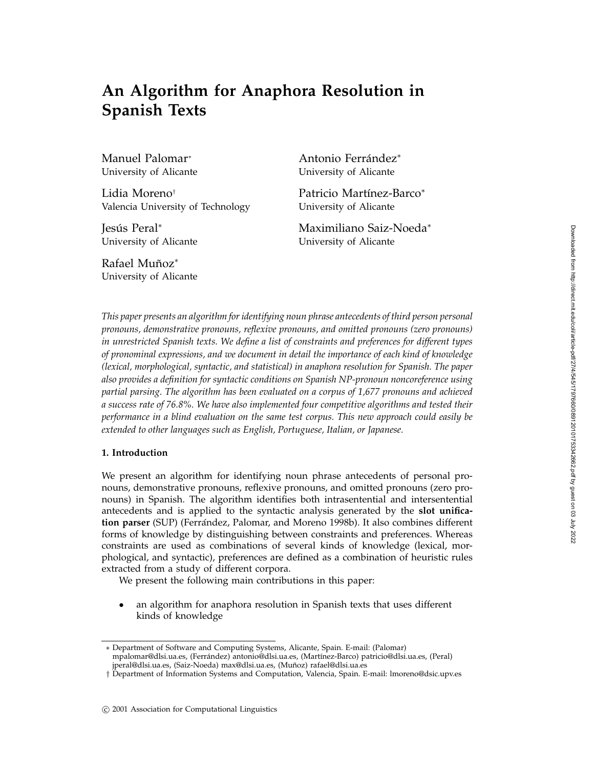# An Algorithm for Anaphora Resolution in Spanish Texts

Manuel Palomar*
University of Alicante

Antonio Ferrández*
University of Alicante

Lidia Moreno†
Valencia University of Technology

Patricio Martínez-Barco*
University of Alicante

Jesús Peral*
University of Alicante

Maximiliano Saiz-Noeda*
University of Alicante

Rafael Muñoz*
University of Alicante

*This paper presents an algorithm for identifying noun phrase antecedents of third person personal pronouns, demonstrative pronouns, reflexive pronouns, and omitted pronouns (zero pronouns) in unrestricted Spanish texts. We define a list of constraints and preferences for different types of pronominal expressions, and we document in detail the importance of each kind of knowledge (lexical, morphological, syntactic, and statistical) in anaphora resolution for Spanish. The paper also provides a definition for syntactic conditions on Spanish NP-pronoun noncoreference using partial parsing. The algorithm has been evaluated on a corpus of 1,677 pronouns and achieved a success rate of 76.8%. We have also implemented four competitive algorithms and tested their performance in a blind evaluation on the same test corpus. This new approach could easily be extended to other languages such as English, Portuguese, Italian, or Japanese.*

## 1. Introduction

We present an algorithm for identifying noun phrase antecedents of personal pronouns, demonstrative pronouns, reflexive pronouns, and omitted pronouns (zero pronouns) in Spanish. The algorithm identifies both intrasentential and intersentential antecedents and is applied to the syntactic analysis generated by the **slot unification parser** (SUP) (Ferrández, Palomar, and Moreno 1998b). It also combines different forms of knowledge by distinguishing between constraints and preferences. Whereas constraints are used as combinations of several kinds of knowledge (lexical, morphological, and syntactic), preferences are defined as a combination of heuristic rules extracted from a study of different corpora.

We present the following main contributions in this paper:

- an algorithm for anaphora resolution in Spanish texts that uses different kinds of knowledge

---

* Department of Software and Computing Systems, Alicante, Spain. E-mail: (Palomar) mpalomar@dlsi.ua.es, (Ferrández) antonio@dlsi.ua.es, (Martínez-Barco) patricio@dlsi.ua.es, (Peral) jperal@dlsi.ua.es, (Saiz-Noeda) max@dlsi.ua.es, (Muñoz) rafael@dlsi.ua.es

† Department of Information Systems and Computation, Valencia, Spain. E-mail: lmoreno@dsic.upv.es

© 2001 Association for Computational Linguistics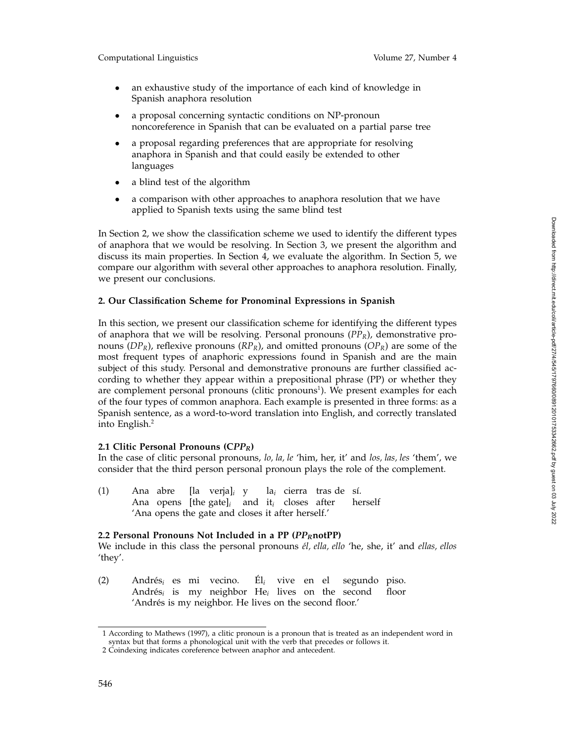- an exhaustive study of the importance of each kind of knowledge in Spanish anaphora resolution
- a proposal concerning syntactic conditions on NP-pronoun noncoreference in Spanish that can be evaluated on a partial parse tree
- a proposal regarding preferences that are appropriate for resolving anaphora in Spanish and that could easily be extended to other languages
- a blind test of the algorithm
- a comparison with other approaches to anaphora resolution that we have applied to Spanish texts using the same blind test

In Section 2, we show the classification scheme we used to identify the different types of anaphora that we would be resolving. In Section 3, we present the algorithm and discuss its main properties. In Section 4, we evaluate the algorithm. In Section 5, we compare our algorithm with several other approaches to anaphora resolution. Finally, we present our conclusions.

## 2. Our Classification Scheme for Pronominal Expressions in Spanish

In this section, we present our classification scheme for identifying the different types of anaphora that we will be resolving. Personal pronouns ($PP_R$), demonstrative pronouns ($DP_R$), reflexive pronouns ($RP_R$), and omitted pronouns ($OP_R$) are some of the most frequent types of anaphoric expressions found in Spanish and are the main subject of this study. Personal and demonstrative pronouns are further classified according to whether they appear within a prepositional phrase (PP) or whether they are complement personal pronouns (clitic pronouns[1]). We present examples for each of the four types of common anaphora. Each example is presented in three forms: as a Spanish sentence, as a word-to-word translation into English, and correctly translated into English.[2]

### 2.1 Clitic Personal Pronouns ($CPP_R$)

In the case of clitic personal pronouns, *lo, la, le* 'him, her, it' and *los, las, les* 'them', we consider that the third person personal pronoun plays the role of the complement.

(1) Ana abre [la verja]$_i$ y la$_i$ cierra tras de sí.
Ana opens [the gate]$_i$ and it$_i$ closes after herself
'Ana opens the gate and closes it after herself.'

### 2.2 Personal Pronouns Not Included in a PP ($PP_R$notPP)

We include in this class the personal pronouns *él, ella, ello* 'he, she, it' and *ellas, ellos* 'they'.

(2) Andrés$_i$ es mi vecino. Él$_i$ vive en el segundo piso.
Andrés$_i$ is my neighbor He$_i$ lives on the second floor
'Andrés is my neighbor. He lives on the second floor.'

---

1 According to Mathews (1997), a clitic pronoun is a pronoun that is treated as an independent word in syntax but that forms a phonological unit with the verb that precedes or follows it.

2 Coindexing indicates coreference between anaphor and antecedent.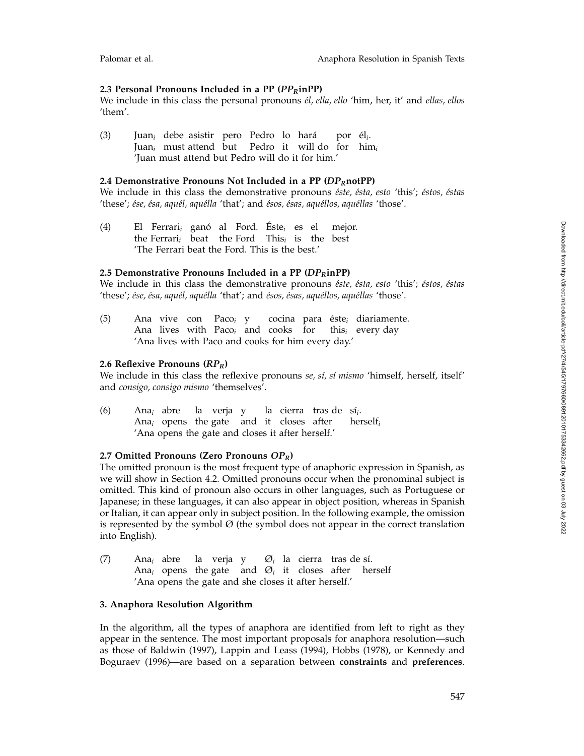### 2.3 Personal Pronouns Included in a PP ($PP_R$inPP)

We include in this class the personal pronouns *él, ella, ello* 'him, her, it' and *ellas, ellos* 'them'.

(3) Juan$_i$ debe asistir pero Pedro lo hará por él$_i$.
Juan$_i$ must attend but Pedro it will do for him$_i$
'Juan must attend but Pedro will do it for him.'

### 2.4 Demonstrative Pronouns Not Included in a PP ($DP_R$notPP)

We include in this class the demonstrative pronouns *éste, ésta, esto* 'this'; *éstos, éstas* 'these'; *ése, ésa, aquél, aquélla* 'that'; and *ésos, ésas, aquéllos, aquéllas* 'those'.

(4) El Ferrari$_i$ ganó al Ford. Éste$_i$ es el mejor.
the Ferrari$_i$ beat the Ford This$_i$ is the best
'The Ferrari beat the Ford. This is the best.'

### 2.5 Demonstrative Pronouns Included in a PP ($DP_R$inPP)

We include in this class the demonstrative pronouns *éste, ésta, esto* 'this'; *éstos, éstas* 'these'; *ése, ésa, aquél, aquélla* 'that'; and *ésos, ésas, aquéllos, aquéllas* 'those'.

(5) Ana vive con Paco$_i$ y cocina para éste$_i$ diariamente.
Ana lives with Paco$_i$ and cooks for this$_i$ every day
'Ana lives with Paco and cooks for him every day.'

### 2.6 Reflexive Pronouns ($RP_R$)

We include in this class the reflexive pronouns *se, sí, sí mismo* 'himself, herself, itself' and *consigo, consigo mismo* 'themselves'.

(6) Ana$_i$ abre la verja y la cierra tras de sí$_i$.
Ana$_i$ opens the gate and it closes after herself$_i$
'Ana opens the gate and closes it after herself.'

### 2.7 Omitted Pronouns (Zero Pronouns $OP_R$)

The omitted pronoun is the most frequent type of anaphoric expression in Spanish, as we will show in Section 4.2. Omitted pronouns occur when the pronominal subject is omitted. This kind of pronoun also occurs in other languages, such as Portuguese or Japanese; in these languages, it can also appear in object position, whereas in Spanish or Italian, it can appear only in subject position. In the following example, the omission is represented by the symbol Ø (the symbol does not appear in the correct translation into English).

(7) Ana$_i$ abre la verja y Ø$_i$ la cierra tras de sí.
Ana$_i$ opens the gate and Ø$_i$ it closes after herself
'Ana opens the gate and she closes it after herself.'

## 3. Anaphora Resolution Algorithm

In the algorithm, all the types of anaphora are identified from left to right as they appear in the sentence. The most important proposals for anaphora resolution—such as those of Baldwin (1997), Lappin and Leass (1994), Hobbs (1978), or Kennedy and Boguraev (1996)—are based on a separation between **constraints** and **preferences**.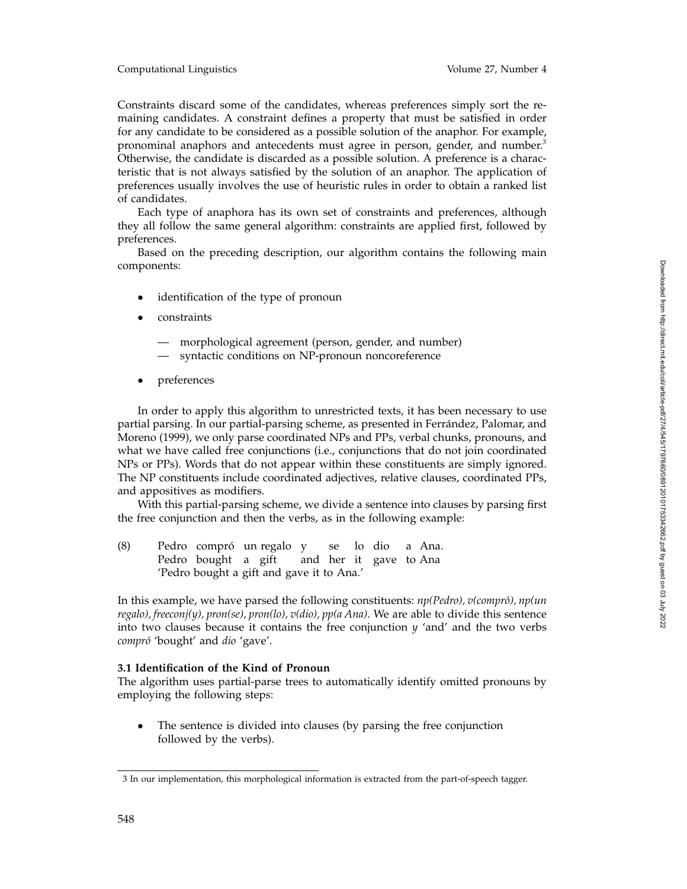Constraints discard some of the candidates, whereas preferences simply sort the remaining candidates. A constraint defines a property that must be satisfied in order for any candidate to be considered as a possible solution of the anaphor. For example, pronominal anaphors and antecedents must agree in person, gender, and number.[3] Otherwise, the candidate is discarded as a possible solution. A preference is a characteristic that is not always satisfied by the solution of an anaphor. The application of preferences usually involves the use of heuristic rules in order to obtain a ranked list of candidates.

Each type of anaphora has its own set of constraints and preferences, although they all follow the same general algorithm: constraints are applied first, followed by preferences.

Based on the preceding description, our algorithm contains the following main components:

- identification of the type of pronoun
- constraints
  - — morphological agreement (person, gender, and number)
  - — syntactic conditions on NP-pronoun noncoreference
- preferences

In order to apply this algorithm to unrestricted texts, it has been necessary to use partial parsing. In our partial-parsing scheme, as presented in Ferrández, Palomar, and Moreno (1999), we only parse coordinated NPs and PPs, verbal chunks, pronouns, and what we have called free conjunctions (i.e., conjunctions that do not join coordinated NPs or PPs). Words that do not appear within these constituents are simply ignored. The NP constituents include coordinated adjectives, relative clauses, coordinated PPs, and appositives as modifiers.

With this partial-parsing scheme, we divide a sentence into clauses by parsing first the free conjunction and then the verbs, as in the following example:

(8) Pedro compró un regalo y se lo dio a Ana.
Pedro bought a gift and her it gave to Ana
'Pedro bought a gift and gave it to Ana.'

In this example, we have parsed the following constituents: *np(Pedro), v(compró), np(un regalo), freeconj(y), pron(se), pron(lo), v(dio), pp(a Ana)*. We are able to divide this sentence into two clauses because it contains the free conjunction *y* 'and' and the two verbs *compró* 'bought' and *dio* 'gave'.

### 3.1 Identification of the Kind of Pronoun

The algorithm uses partial-parse trees to automatically identify omitted pronouns by employing the following steps:

- The sentence is divided into clauses (by parsing the free conjunction followed by the verbs).

3 In our implementation, this morphological information is extracted from the part-of-speech tagger.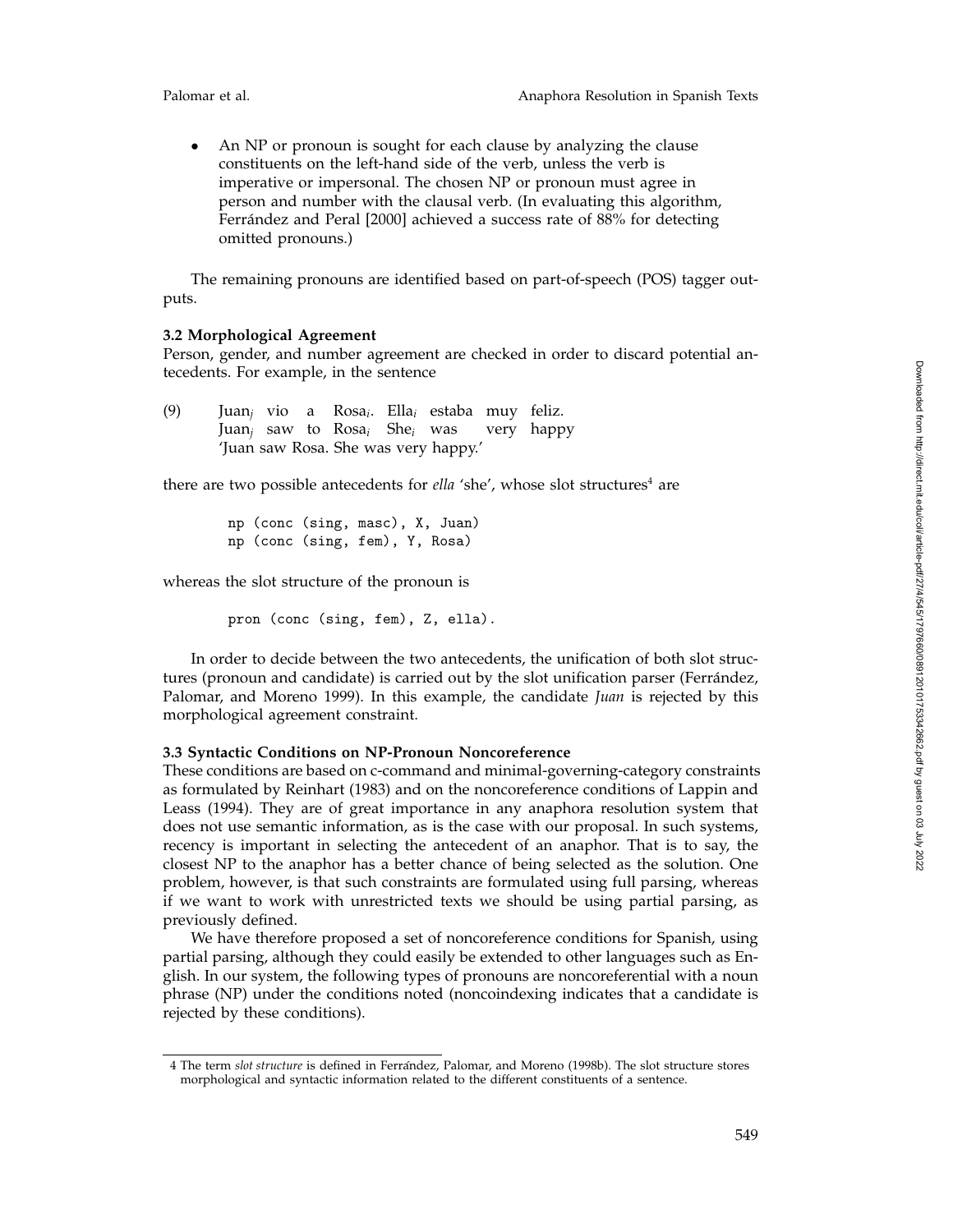- An NP or pronoun is sought for each clause by analyzing the clause constituents on the left-hand side of the verb, unless the verb is imperative or impersonal. The chosen NP or pronoun must agree in person and number with the clausal verb. (In evaluating this algorithm, Ferrández and Peral [2000] achieved a success rate of 88% for detecting omitted pronouns.)

The remaining pronouns are identified based on part-of-speech (POS) tagger outputs.

### 3.2 Morphological Agreement

Person, gender, and number agreement are checked in order to discard potential antecedents. For example, in the sentence

(9) Juan$_j$ vio a Rosa$_i$. Ella$_i$ estaba muy feliz.
Juan$_j$ saw to Rosa$_i$ She$_i$ was very happy
'Juan saw Rosa. She was very happy.'

there are two possible antecedents for *ella* 'she', whose slot structures[4] are

```
np (conc (sing, masc), X, Juan)
np (conc (sing, fem), Y, Rosa)
```

whereas the slot structure of the pronoun is

```
pron (conc (sing, fem), Z, ella).
```

In order to decide between the two antecedents, the unification of both slot structures (pronoun and candidate) is carried out by the slot unification parser (Ferrández, Palomar, and Moreno 1999). In this example, the candidate *Juan* is rejected by this morphological agreement constraint.

### 3.3 Syntactic Conditions on NP-Pronoun Noncoreference

These conditions are based on c-command and minimal-governing-category constraints as formulated by Reinhart (1983) and on the noncoreference conditions of Lappin and Leass (1994). They are of great importance in any anaphora resolution system that does not use semantic information, as is the case with our proposal. In such systems, recency is important in selecting the antecedent of an anaphor. That is to say, the closest NP to the anaphor has a better chance of being selected as the solution. One problem, however, is that such constraints are formulated using full parsing, whereas if we want to work with unrestricted texts we should be using partial parsing, as previously defined.

We have therefore proposed a set of noncoreference conditions for Spanish, using partial parsing, although they could easily be extended to other languages such as English. In our system, the following types of pronouns are noncoreferential with a noun phrase (NP) under the conditions noted (noncoindexing indicates that a candidate is rejected by these conditions).

4 The term *slot structure* is defined in Ferrández, Palomar, and Moreno (1998b). The slot structure stores morphological and syntactic information related to the different constituents of a sentence.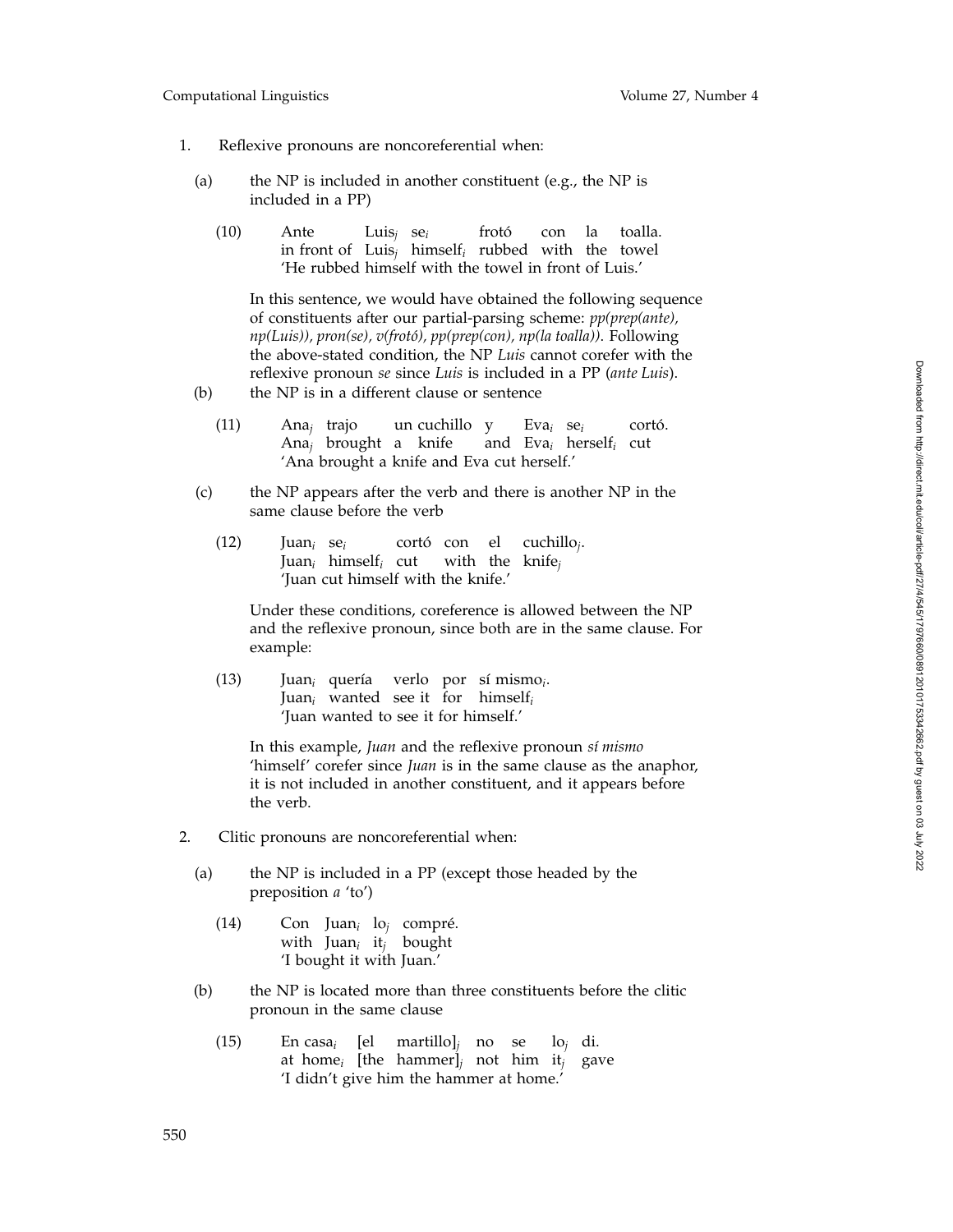1. Reflexive pronouns are noncoreferential when:

   (a) the NP is included in another constituent (e.g., the NP is included in a PP)

   (10) Ante Luis$_j$ se$_i$ frotó con la toalla.
   in front of Luis$_j$ himself$_i$ rubbed with the towel
   'He rubbed himself with the towel in front of Luis.'

   In this sentence, we would have obtained the following sequence of constituents after our partial-parsing scheme: *pp(prep(ante), np(Luis)), pron(se), v(frotó), pp(prep(con), np(la toalla))*. Following the above-stated condition, the NP *Luis* cannot corefer with the reflexive pronoun *se* since *Luis* is included in a PP (*ante Luis*).

   (b) the NP is in a different clause or sentence

   (11) Ana$_j$ trajo un cuchillo y Eva$_i$ se$_i$ cortó.
   Ana$_j$ brought a knife and Eva$_i$ herself$_i$ cut
   'Ana brought a knife and Eva cut herself.'

   (c) the NP appears after the verb and there is another NP in the same clause before the verb

   (12) Juan$_i$ se$_i$ cortó con el cuchillo$_j$.
   Juan$_i$ himself$_i$ cut with the knife$_j$
   'Juan cut himself with the knife.'

   Under these conditions, coreference is allowed between the NP and the reflexive pronoun, since both are in the same clause. For example:

   (13) Juan$_i$ quería verlo por sí mismo$_i$.
   Juan$_i$ wanted see it for himself$_i$
   'Juan wanted to see it for himself.'

   In this example, *Juan* and the reflexive pronoun *sí mismo* 'himself' corefer since *Juan* is in the same clause as the anaphor, it is not included in another constituent, and it appears before the verb.

2. Clitic pronouns are noncoreferential when:

   (a) the NP is included in a PP (except those headed by the preposition *a* 'to')

   (14) Con Juan$_i$ lo$_j$ compré.
   with Juan$_i$ it$_j$ bought
   'I bought it with Juan.'

   (b) the NP is located more than three constituents before the clitic pronoun in the same clause

   (15) En casa$_i$ [el martillo]$_j$ no se lo$_j$ di.
   at home$_i$ [the hammer]$_j$ not him it$_j$ gave
   'I didn't give him the hammer at home.'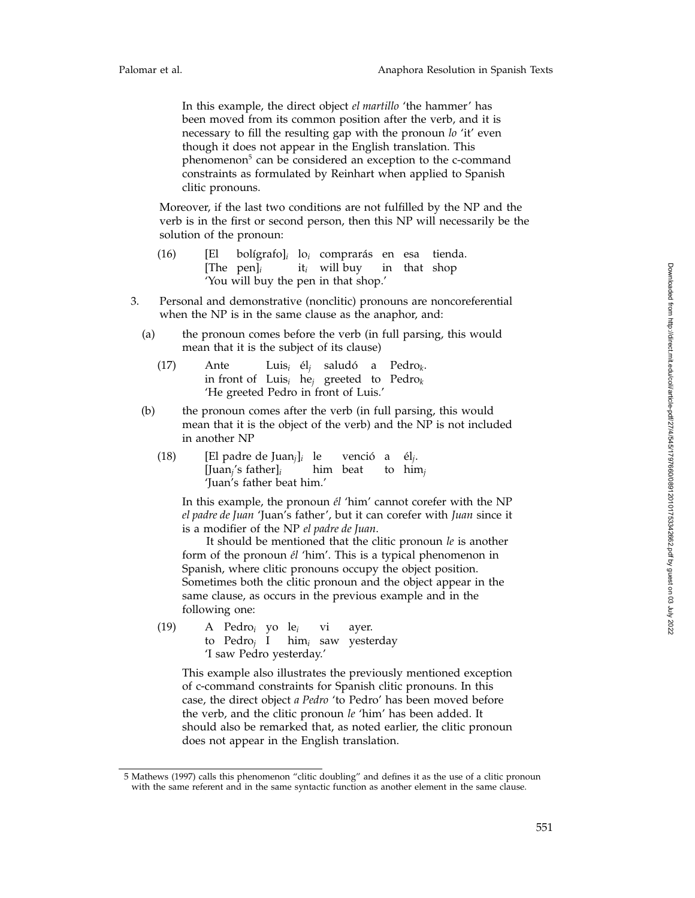In this example, the direct object *el martillo* 'the hammer' has been moved from its common position after the verb, and it is necessary to fill the resulting gap with the pronoun *lo* 'it' even though it does not appear in the English translation. This phenomenon[5] can be considered an exception to the c-command constraints as formulated by Reinhart when applied to Spanish clitic pronouns.

Moreover, if the last two conditions are not fulfilled by the NP and the verb is in the first or second person, then this NP will necessarily be the solution of the pronoun:

(16) [El bolígrafo]$_i$ lo$_i$ comprarás en esa tienda.
[The pen]$_i$ it$_i$ will buy in that shop
'You will buy the pen in that shop.'

3. Personal and demonstrative (nonclitic) pronouns are noncoreferential when the NP is in the same clause as the anaphor, and:

   (a) the pronoun comes before the verb (in full parsing, this would mean that it is the subject of its clause)

   (17) Ante Luis$_i$ él$_j$ saludó a Pedro$_k$.
   in front of Luis$_i$ he$_j$ greeted to Pedro$_k$
   'He greeted Pedro in front of Luis.'

   (b) the pronoun comes after the verb (in full parsing, this would mean that it is the object of the verb) and the NP is not included in another NP

   (18) [El padre de Juan$_j$]$_i$ le venció a él$_j$.
   [Juan$_j$'s father]$_i$ him beat to him$_j$
   'Juan's father beat him.'

   In this example, the pronoun *él* 'him' cannot corefer with the NP *el padre de Juan* 'Juan's father', but it can corefer with *Juan* since it is a modifier of the NP *el padre de Juan*.

   It should be mentioned that the clitic pronoun *le* is another form of the pronoun *él* 'him'. This is a typical phenomenon in Spanish, where clitic pronouns occupy the object position. Sometimes both the clitic pronoun and the object appear in the same clause, as occurs in the previous example and in the following one:

   (19) A Pedro$_i$ yo le$_i$ vi ayer.
   to Pedro$_j$ I him$_i$ saw yesterday
   'I saw Pedro yesterday.'

   This example also illustrates the previously mentioned exception of c-command constraints for Spanish clitic pronouns. In this case, the direct object *a Pedro* 'to Pedro' has been moved before the verb, and the clitic pronoun *le* 'him' has been added. It should also be remarked that, as noted earlier, the clitic pronoun does not appear in the English translation.

---

5 Mathews (1997) calls this phenomenon "clitic doubling" and defines it as the use of a clitic pronoun with the same referent and in the same syntactic function as another element in the same clause.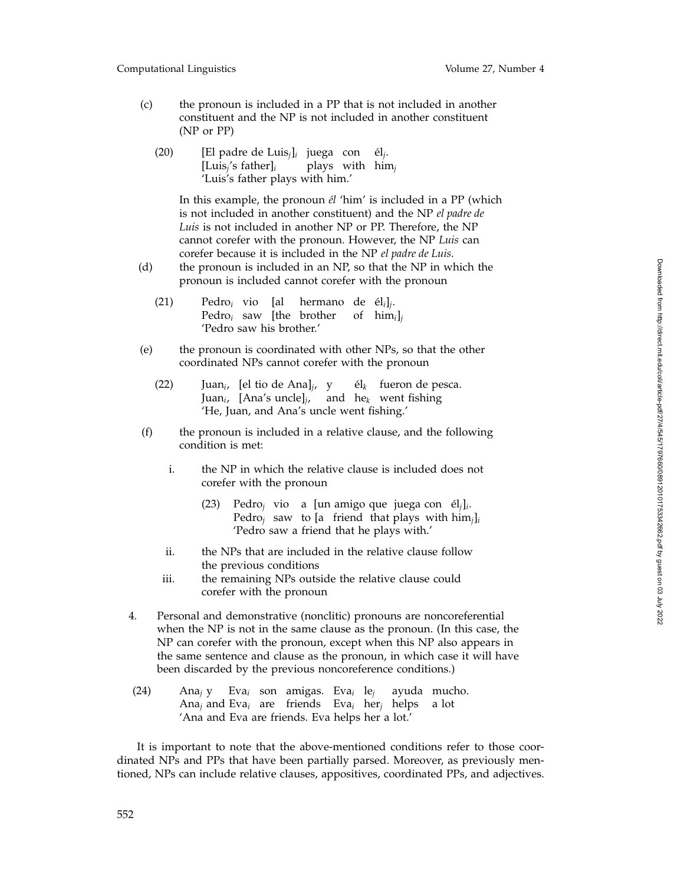(c) the pronoun is included in a PP that is not included in another constituent and the NP is not included in another constituent (NP or PP)

(20) [El padre de Luis$_j$]$_i$ juega con él$_j$.
[Luis$_j$'s father]$_i$ plays with him$_j$
'Luis's father plays with him.'

In this example, the pronoun *él* 'him' is included in a PP (which is not included in another constituent) and the NP *el padre de Luis* is not included in another NP or PP. Therefore, the NP cannot corefer with the pronoun. However, the NP *Luis* can corefer because it is included in the NP *el padre de Luis*.

(d) the pronoun is included in an NP, so that the NP in which the pronoun is included cannot corefer with the pronoun

(21) Pedro$_i$ vio [al hermano de él$_i$]$_j$.
Pedro$_i$ saw [the brother of him$_i$]$_j$
'Pedro saw his brother.'

(e) the pronoun is coordinated with other NPs, so that the other coordinated NPs cannot corefer with the pronoun

(22) Juan$_i$, [el tio de Ana]$_j$, y él$_k$ fueron de pesca.
Juan$_i$, [Ana's uncle]$_j$, and he$_k$ went fishing
'He, Juan, and Ana's uncle went fishing.'

(f) the pronoun is included in a relative clause, and the following condition is met:

i. the NP in which the relative clause is included does not corefer with the pronoun

(23) Pedro$_j$ vio a [un amigo que juega con él$_j$]$_i$.
Pedro$_j$ saw to [a friend that plays with him$_j$]$_i$
'Pedro saw a friend that he plays with.'

ii. the NPs that are included in the relative clause follow the previous conditions

iii. the remaining NPs outside the relative clause could corefer with the pronoun

4. Personal and demonstrative (nonclitic) pronouns are noncoreferential when the NP is not in the same clause as the pronoun. (In this case, the NP can corefer with the pronoun, except when this NP also appears in the same sentence and clause as the pronoun, in which case it will have been discarded by the previous noncoreference conditions.)

(24) Ana$_j$ y Eva$_i$ son amigas. Eva$_i$ le$_j$ ayuda mucho.
Ana$_j$ and Eva$_i$ are friends Eva$_i$ her$_j$ helps a lot
'Ana and Eva are friends. Eva helps her a lot.'

It is important to note that the above-mentioned conditions refer to those coordinated NPs and PPs that have been partially parsed. Moreover, as previously mentioned, NPs can include relative clauses, appositives, coordinated PPs, and adjectives.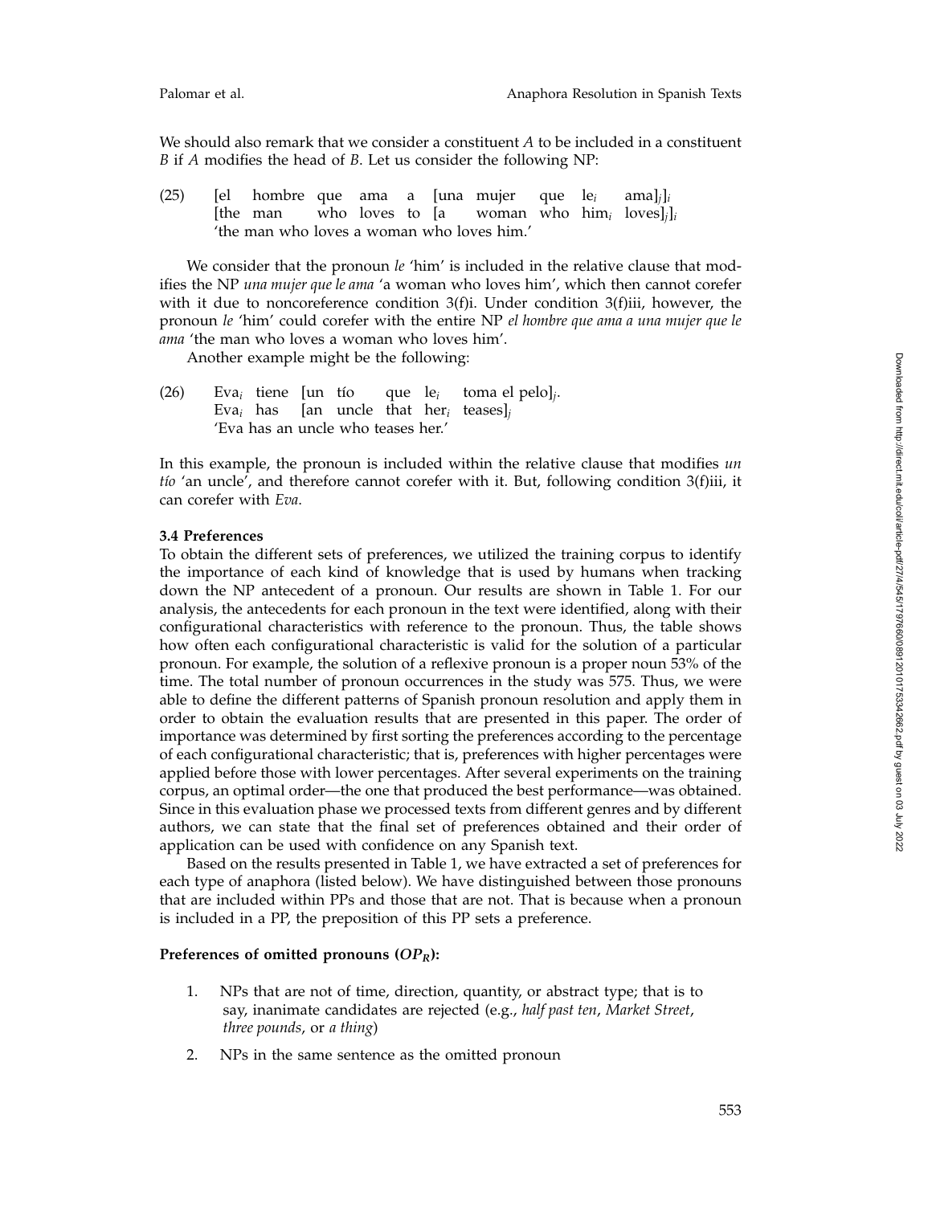We should also remark that we consider a constituent *A* to be included in a constituent *B* if *A* modifies the head of *B*. Let us consider the following NP:

(25) [el hombre que ama a [una mujer que le$_i$ ama]$_j$]$_i$
[the man who loves to [a woman who him$_i$ loves]$_j$]$_i$
'the man who loves a woman who loves him.'

We consider that the pronoun *le* 'him' is included in the relative clause that modifies the NP *una mujer que le ama* 'a woman who loves him', which then cannot corefer with it due to noncoreference condition 3(f)i. Under condition 3(f)iii, however, the pronoun *le* 'him' could corefer with the entire NP *el hombre que ama a una mujer que le ama* 'the man who loves a woman who loves him'.

Another example might be the following:

(26) Eva$_i$ tiene [un tío que le$_i$ toma el pelo]$_j$.
Eva$_i$ has [an uncle that her$_i$ teases]$_j$
'Eva has an uncle who teases her.'

In this example, the pronoun is included within the relative clause that modifies *un tío* 'an uncle', and therefore cannot corefer with it. But, following condition 3(f)iii, it can corefer with *Eva*.

### 3.4 Preferences

To obtain the different sets of preferences, we utilized the training corpus to identify the importance of each kind of knowledge that is used by humans when tracking down the NP antecedent of a pronoun. Our results are shown in Table 1. For our analysis, the antecedents for each pronoun in the text were identified, along with their configurational characteristics with reference to the pronoun. Thus, the table shows how often each configurational characteristic is valid for the solution of a particular pronoun. For example, the solution of a reflexive pronoun is a proper noun 53% of the time. The total number of pronoun occurrences in the study was 575. Thus, we were able to define the different patterns of Spanish pronoun resolution and apply them in order to obtain the evaluation results that are presented in this paper. The order of importance was determined by first sorting the preferences according to the percentage of each configurational characteristic; that is, preferences with higher percentages were applied before those with lower percentages. After several experiments on the training corpus, an optimal order—the one that produced the best performance—was obtained. Since in this evaluation phase we processed texts from different genres and by different authors, we can state that the final set of preferences obtained and their order of application can be used with confidence on any Spanish text.

Based on the results presented in Table 1, we have extracted a set of preferences for each type of anaphora (listed below). We have distinguished between those pronouns that are included within PPs and those that are not. That is because when a pronoun is included in a PP, the preposition of this PP sets a preference.

**Preferences of omitted pronouns ($OP_R$):**

1. NPs that are not of time, direction, quantity, or abstract type; that is to say, inanimate candidates are rejected (e.g., *half past ten*, *Market Street*, *three pounds*, or *a thing*)
2. NPs in the same sentence as the omitted pronoun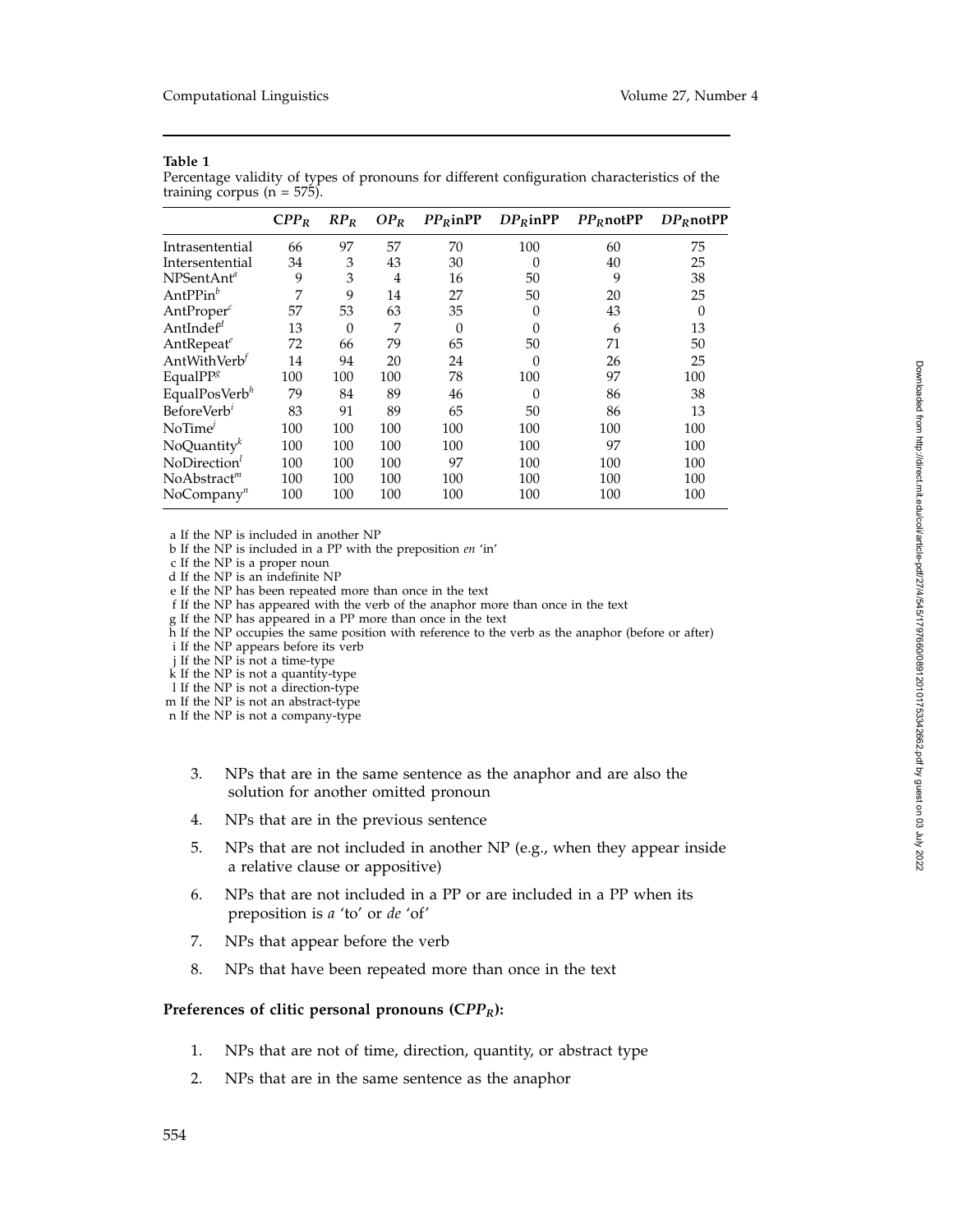**Table 1**
Percentage validity of types of pronouns for different configuration characteristics of the training corpus (n = 575).

| | C$PP_R$ | $RP_R$ | $OP_R$ | $PP_R$**inPP** | $DP_R$**inPP** | $PP_R$**notPP** | $DP_R$**notPP** |
|---|---|---|---|---|---|---|---|
| Intrasentential | 66 | 97 | 57 | 70 | 100 | 60 | 75 |
| Intersentential | 34 | 3 | 43 | 30 | 0 | 40 | 25 |
| NPSentAnt[a] | 9 | 3 | 4 | 16 | 50 | 9 | 38 |
| AntPPin[b] | 7 | 9 | 14 | 27 | 50 | 20 | 25 |
| AntProper[c] | 57 | 53 | 63 | 35 | 0 | 43 | 0 |
| AntIndef[d] | 13 | 0 | 7 | 0 | 0 | 6 | 13 |
| AntRepeat[e] | 72 | 66 | 79 | 65 | 50 | 71 | 50 |
| AntWithVerb[f] | 14 | 94 | 20 | 24 | 0 | 26 | 25 |
| EqualPP[g] | 100 | 100 | 100 | 78 | 100 | 97 | 100 |
| EqualPosVerb[h] | 79 | 84 | 89 | 46 | 0 | 86 | 38 |
| BeforeVerb[i] | 83 | 91 | 89 | 65 | 50 | 86 | 13 |
| NoTime[j] | 100 | 100 | 100 | 100 | 100 | 100 | 100 |
| NoQuantity[k] | 100 | 100 | 100 | 100 | 100 | 97 | 100 |
| NoDirection[l] | 100 | 100 | 100 | 97 | 100 | 100 | 100 |
| NoAbstract[m] | 100 | 100 | 100 | 100 | 100 | 100 | 100 |
| NoCompany[n] | 100 | 100 | 100 | 100 | 100 | 100 | 100 |

a If the NP is included in another NP
b If the NP is included in a PP with the preposition *en* 'in'
c If the NP is a proper noun
d If the NP is an indefinite NP
e If the NP has been repeated more than once in the text
f If the NP has appeared with the verb of the anaphor more than once in the text
g If the NP has appeared in a PP more than once in the text
h If the NP occupies the same position with reference to the verb as the anaphor (before or after)
i If the NP appears before its verb
j If the NP is not a time-type
k If the NP is not a quantity-type
l If the NP is not a direction-type
m If the NP is not an abstract-type
n If the NP is not a company-type

3. NPs that are in the same sentence as the anaphor and are also the solution for another omitted pronoun
4. NPs that are in the previous sentence
5. NPs that are not included in another NP (e.g., when they appear inside a relative clause or appositive)
6. NPs that are not included in a PP or are included in a PP when its preposition is *a* 'to' or *de* 'of'
7. NPs that appear before the verb
8. NPs that have been repeated more than once in the text

**Preferences of clitic personal pronouns (C$PP_R$):**

1. NPs that are not of time, direction, quantity, or abstract type
2. NPs that are in the same sentence as the anaphor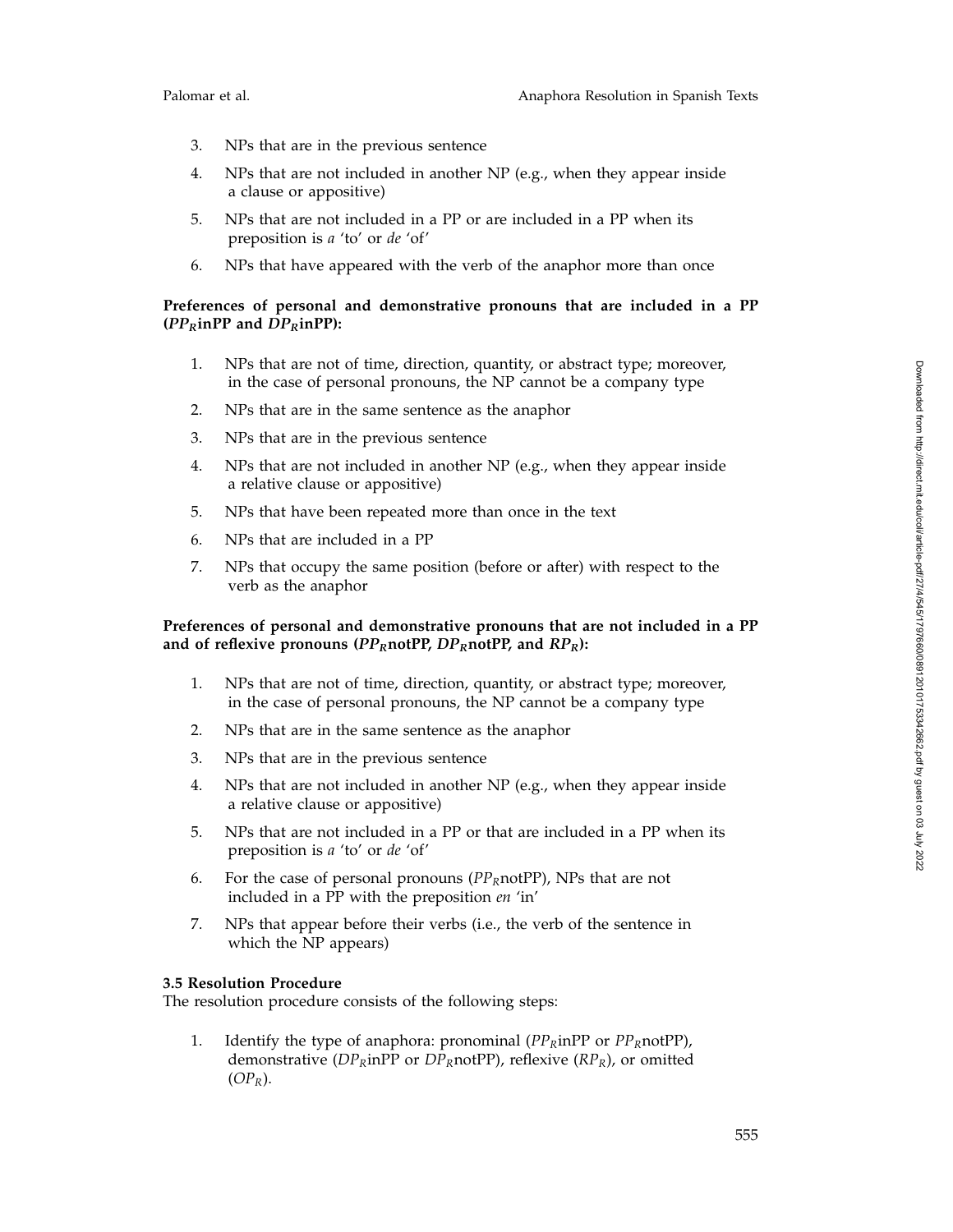3. NPs that are in the previous sentence
4. NPs that are not included in another NP (e.g., when they appear inside a clause or appositive)
5. NPs that are not included in a PP or are included in a PP when its preposition is *a* 'to' or *de* 'of'
6. NPs that have appeared with the verb of the anaphor more than once

**Preferences of personal and demonstrative pronouns that are included in a PP ($PP_R$inPP and $DP_R$inPP):**

1. NPs that are not of time, direction, quantity, or abstract type; moreover, in the case of personal pronouns, the NP cannot be a company type
2. NPs that are in the same sentence as the anaphor
3. NPs that are in the previous sentence
4. NPs that are not included in another NP (e.g., when they appear inside a relative clause or appositive)
5. NPs that have been repeated more than once in the text
6. NPs that are included in a PP
7. NPs that occupy the same position (before or after) with respect to the verb as the anaphor

**Preferences of personal and demonstrative pronouns that are not included in a PP and of reflexive pronouns ($PP_R$notPP, $DP_R$notPP, and $RP_R$):**

1. NPs that are not of time, direction, quantity, or abstract type; moreover, in the case of personal pronouns, the NP cannot be a company type
2. NPs that are in the same sentence as the anaphor
3. NPs that are in the previous sentence
4. NPs that are not included in another NP (e.g., when they appear inside a relative clause or appositive)
5. NPs that are not included in a PP or that are included in a PP when its preposition is *a* 'to' or *de* 'of'
6. For the case of personal pronouns ($PP_R$notPP), NPs that are not included in a PP with the preposition *en* 'in'
7. NPs that appear before their verbs (i.e., the verb of the sentence in which the NP appears)

**3.5 Resolution Procedure**

The resolution procedure consists of the following steps:

1. Identify the type of anaphora: pronominal ($PP_R$inPP or $PP_R$notPP), demonstrative ($DP_R$inPP or $DP_R$notPP), reflexive ($RP_R$), or omitted ($OP_R$).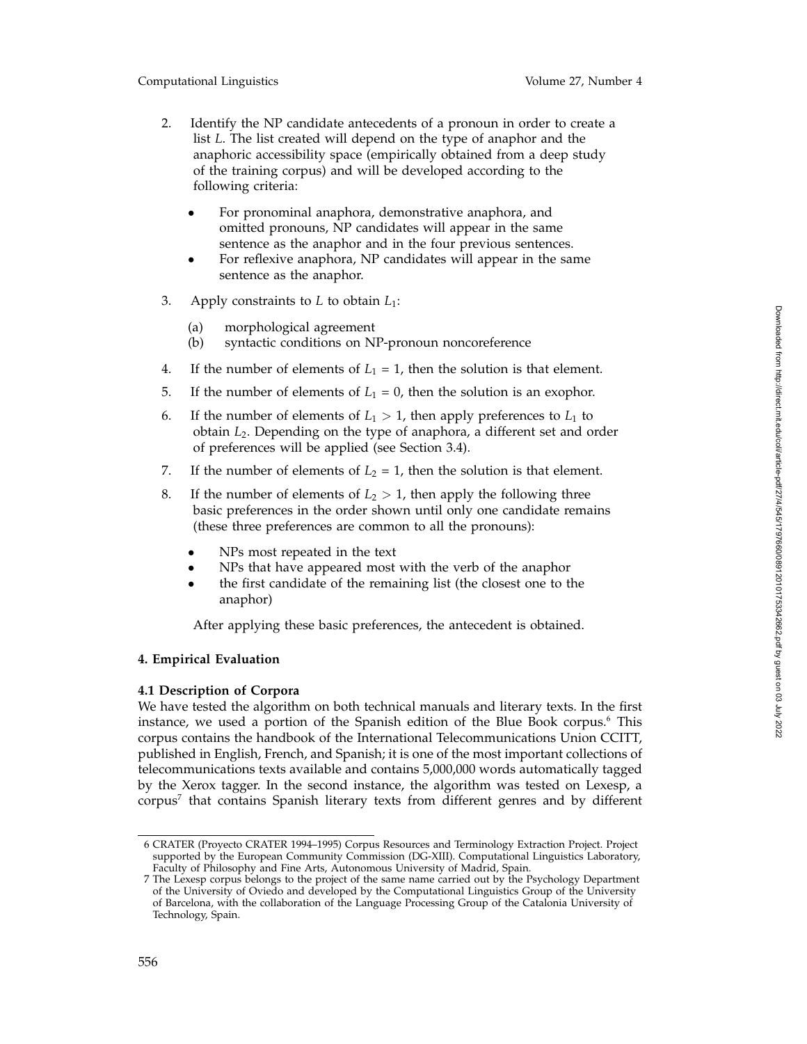2. Identify the NP candidate antecedents of a pronoun in order to create a list *L*. The list created will depend on the type of anaphor and the anaphoric accessibility space (empirically obtained from a deep study of the training corpus) and will be developed according to the following criteria:

   - For pronominal anaphora, demonstrative anaphora, and omitted pronouns, NP candidates will appear in the same sentence as the anaphor and in the four previous sentences.
   - For reflexive anaphora, NP candidates will appear in the same sentence as the anaphor.

3. Apply constraints to *L* to obtain $L_1$:

   (a) morphological agreement
   (b) syntactic conditions on NP-pronoun noncoreference

4. If the number of elements of $L_1 = 1$, then the solution is that element.

5. If the number of elements of $L_1 = 0$, then the solution is an exophor.

6. If the number of elements of $L_1 > 1$, then apply preferences to $L_1$ to obtain $L_2$. Depending on the type of anaphora, a different set and order of preferences will be applied (see Section 3.4).

7. If the number of elements of $L_2 = 1$, then the solution is that element.

8. If the number of elements of $L_2 > 1$, then apply the following three basic preferences in the order shown until only one candidate remains (these three preferences are common to all the pronouns):

   - NPs most repeated in the text
   - NPs that have appeared most with the verb of the anaphor
   - the first candidate of the remaining list (the closest one to the anaphor)

   After applying these basic preferences, the antecedent is obtained.

## 4. Empirical Evaluation

### 4.1 Description of Corpora

We have tested the algorithm on both technical manuals and literary texts. In the first instance, we used a portion of the Spanish edition of the Blue Book corpus.[6] This corpus contains the handbook of the International Telecommunications Union CCITT, published in English, French, and Spanish; it is one of the most important collections of telecommunications texts available and contains 5,000,000 words automatically tagged by the Xerox tagger. In the second instance, the algorithm was tested on Lexesp, a corpus[7] that contains Spanish literary texts from different genres and by different

---

6 CRATER (Proyecto CRATER 1994–1995) Corpus Resources and Terminology Extraction Project. Project supported by the European Community Commission (DG-XIII). Computational Linguistics Laboratory, Faculty of Philosophy and Fine Arts, Autonomous University of Madrid, Spain.

7 The Lexesp corpus belongs to the project of the same name carried out by the Psychology Department of the University of Oviedo and developed by the Computational Linguistics Group of the University of Barcelona, with the collaboration of the Language Processing Group of the Catalonia University of Technology, Spain.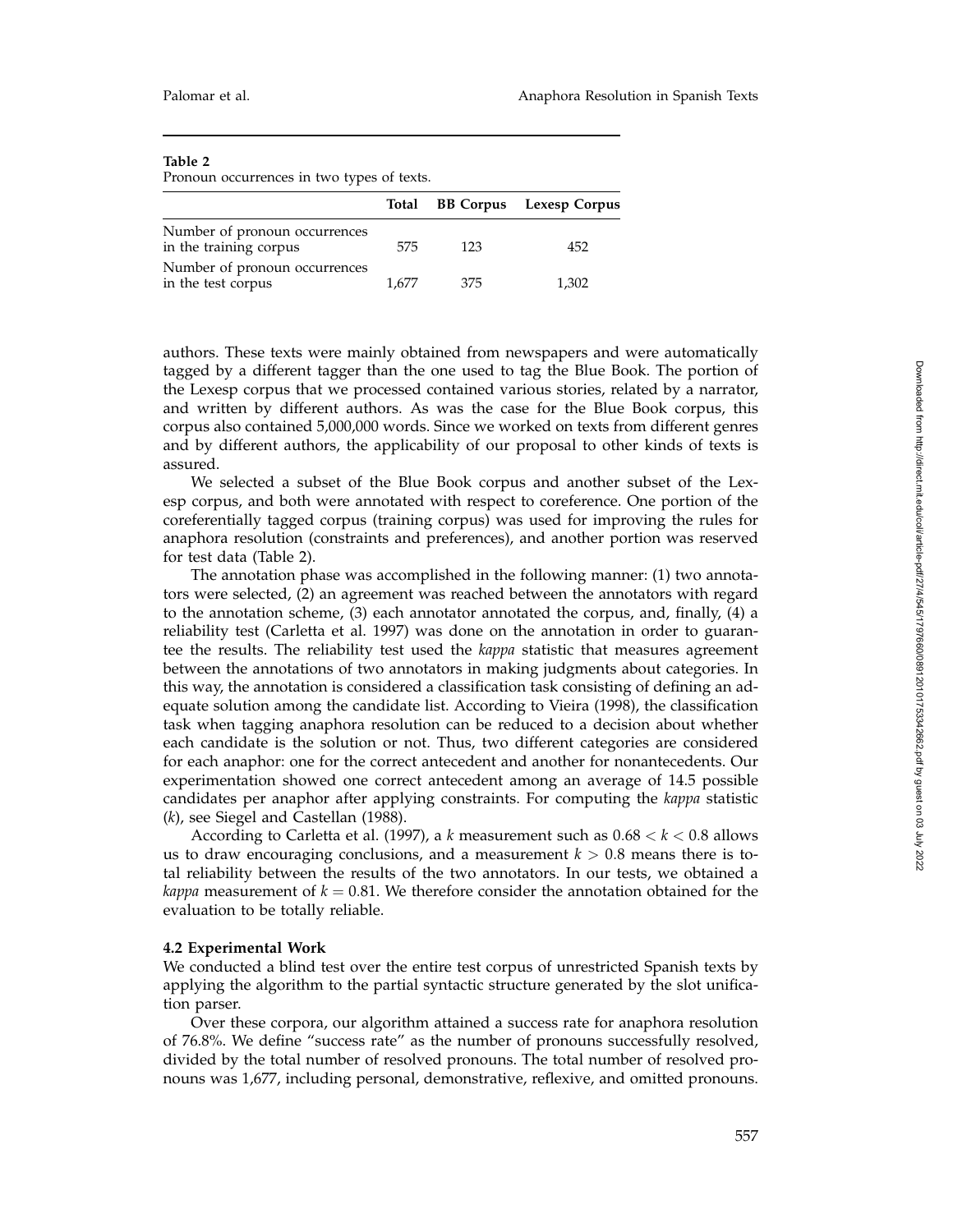**Table 2**
Pronoun occurrences in two types of texts.

| | Total | BB Corpus | Lexesp Corpus |
|---|---|---|---|
| Number of pronoun occurrences in the training corpus | 575 | 123 | 452 |
| Number of pronoun occurrences in the test corpus | 1,677 | 375 | 1,302 |

authors. These texts were mainly obtained from newspapers and were automatically tagged by a different tagger than the one used to tag the Blue Book. The portion of the Lexesp corpus that we processed contained various stories, related by a narrator, and written by different authors. As was the case for the Blue Book corpus, this corpus also contained 5,000,000 words. Since we worked on texts from different genres and by different authors, the applicability of our proposal to other kinds of texts is assured.

We selected a subset of the Blue Book corpus and another subset of the Lexesp corpus, and both were annotated with respect to coreference. One portion of the coreferentially tagged corpus (training corpus) was used for improving the rules for anaphora resolution (constraints and preferences), and another portion was reserved for test data (Table 2).

The annotation phase was accomplished in the following manner: (1) two annotators were selected, (2) an agreement was reached between the annotators with regard to the annotation scheme, (3) each annotator annotated the corpus, and, finally, (4) a reliability test (Carletta et al. 1997) was done on the annotation in order to guarantee the results. The reliability test used the *kappa* statistic that measures agreement between the annotations of two annotators in making judgments about categories. In this way, the annotation is considered a classification task consisting of defining an adequate solution among the candidate list. According to Vieira (1998), the classification task when tagging anaphora resolution can be reduced to a decision about whether each candidate is the solution or not. Thus, two different categories are considered for each anaphor: one for the correct antecedent and another for nonantecedents. Our experimentation showed one correct antecedent among an average of 14.5 possible candidates per anaphor after applying constraints. For computing the *kappa* statistic ($k$), see Siegel and Castellan (1988).

According to Carletta et al. (1997), a $k$ measurement such as $0.68 < k < 0.8$ allows us to draw encouraging conclusions, and a measurement $k > 0.8$ means there is total reliability between the results of the two annotators. In our tests, we obtained a *kappa* measurement of $k = 0.81$. We therefore consider the annotation obtained for the evaluation to be totally reliable.

### 4.2 Experimental Work

We conducted a blind test over the entire test corpus of unrestricted Spanish texts by applying the algorithm to the partial syntactic structure generated by the slot unification parser.

Over these corpora, our algorithm attained a success rate for anaphora resolution of 76.8%. We define "success rate" as the number of pronouns successfully resolved, divided by the total number of resolved pronouns. The total number of resolved pronouns was 1,677, including personal, demonstrative, reflexive, and omitted pronouns.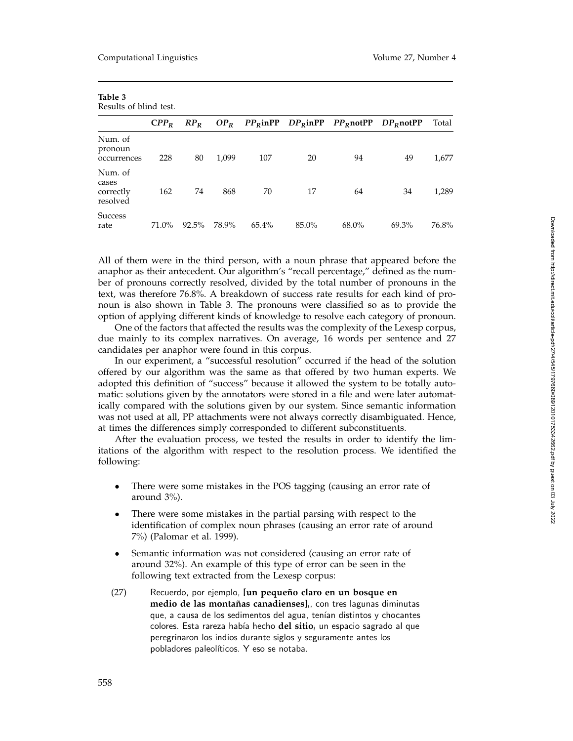**Table 3**
Results of blind test.

| | $CPP_R$ | $RP_R$ | $OP_R$ | $PP_R$inPP | $DP_R$inPP | $PP_R$notPP | $DP_R$notPP | Total |
|---|---|---|---|---|---|---|---|---|
| Num. of pronoun occurrences | 228 | 80 | 1,099 | 107 | 20 | 94 | 49 | 1,677 |
| Num. of cases correctly resolved | 162 | 74 | 868 | 70 | 17 | 64 | 34 | 1,289 |
| Success rate | 71.0% | 92.5% | 78.9% | 65.4% | 85.0% | 68.0% | 69.3% | 76.8% |

All of them were in the third person, with a noun phrase that appeared before the anaphor as their antecedent. Our algorithm's "recall percentage," defined as the number of pronouns correctly resolved, divided by the total number of pronouns in the text, was therefore 76.8%. A breakdown of success rate results for each kind of pronoun is also shown in Table 3. The pronouns were classified so as to provide the option of applying different kinds of knowledge to resolve each category of pronoun.

One of the factors that affected the results was the complexity of the Lexesp corpus, due mainly to its complex narratives. On average, 16 words per sentence and 27 candidates per anaphor were found in this corpus.

In our experiment, a "successful resolution" occurred if the head of the solution offered by our algorithm was the same as that offered by two human experts. We adopted this definition of "success" because it allowed the system to be totally automatic: solutions given by the annotators were stored in a file and were later automatically compared with the solutions given by our system. Since semantic information was not used at all, PP attachments were not always correctly disambiguated. Hence, at times the differences simply corresponded to different subconstituents.

After the evaluation process, we tested the results in order to identify the limitations of the algorithm with respect to the resolution process. We identified the following:

- There were some mistakes in the POS tagging (causing an error rate of around 3%).
- There were some mistakes in the partial parsing with respect to the identification of complex noun phrases (causing an error rate of around 7%) (Palomar et al. 1999).
- Semantic information was not considered (causing an error rate of around 32%). An example of this type of error can be seen in the following text extracted from the Lexesp corpus:

(27) Recuerdo, por ejemplo, **[un pequeño claro en un bosque en medio de las montañas canadienses]**$_i$, con tres lagunas diminutas que, a causa de los sedimentos del agua, tenían distintos y chocantes colores. Esta rareza había hecho **del sitio**$_i$ un espacio sagrado al que peregrinaron los indios durante siglos y seguramente antes los pobladores paleolíticos. Y eso se notaba.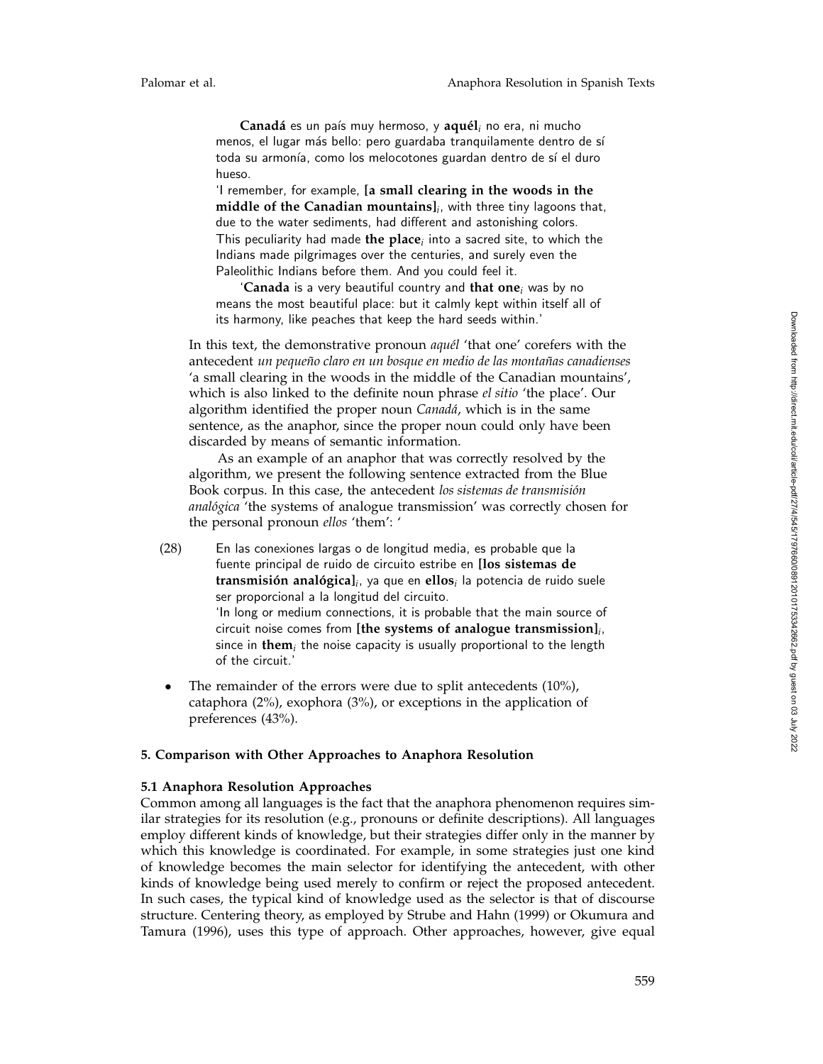**Canadá** es un país muy hermoso, y **aquél**$_i$ no era, ni mucho menos, el lugar más bello: pero guardaba tranquilamente dentro de sí toda su armonía, como los melocotones guardan dentro de sí el duro hueso.

'I remember, for example, **[a small clearing in the woods in the middle of the Canadian mountains]**$_i$, with three tiny lagoons that, due to the water sediments, had different and astonishing colors. This peculiarity had made **the place**$_i$ into a sacred site, to which the Indians made pilgrimages over the centuries, and surely even the Paleolithic Indians before them. And you could feel it.

'**Canada** is a very beautiful country and **that one**$_i$ was by no means the most beautiful place: but it calmly kept within itself all of its harmony, like peaches that keep the hard seeds within.'

In this text, the demonstrative pronoun *aquél* 'that one' corefers with the antecedent *un pequeño claro en un bosque en medio de las montañas canadienses* 'a small clearing in the woods in the middle of the Canadian mountains', which is also linked to the definite noun phrase *el sitio* 'the place'. Our algorithm identified the proper noun *Canadá*, which is in the same sentence, as the anaphor, since the proper noun could only have been discarded by means of semantic information.

As an example of an anaphor that was correctly resolved by the algorithm, we present the following sentence extracted from the Blue Book corpus. In this case, the antecedent *los sistemas de transmisión analógica* 'the systems of analogue transmission' was correctly chosen for the personal pronoun *ellos* 'them': '

(28) En las conexiones largas o de longitud media, es probable que la fuente principal de ruido de circuito estribe en **[los sistemas de transmisión analógica]**$_i$, ya que en **ellos**$_i$ la potencia de ruido suele ser proporcional a la longitud del circuito.
'In long or medium connections, it is probable that the main source of circuit noise comes from **[the systems of analogue transmission]**$_i$, since in **them**$_i$ the noise capacity is usually proportional to the length of the circuit.'

- The remainder of the errors were due to split antecedents (10%), cataphora (2%), exophora (3%), or exceptions in the application of preferences (43%).

## 5. Comparison with Other Approaches to Anaphora Resolution

### 5.1 Anaphora Resolution Approaches

Common among all languages is the fact that the anaphora phenomenon requires similar strategies for its resolution (e.g., pronouns or definite descriptions). All languages employ different kinds of knowledge, but their strategies differ only in the manner by which this knowledge is coordinated. For example, in some strategies just one kind of knowledge becomes the main selector for identifying the antecedent, with other kinds of knowledge being used merely to confirm or reject the proposed antecedent. In such cases, the typical kind of knowledge used as the selector is that of discourse structure. Centering theory, as employed by Strube and Hahn (1999) or Okumura and Tamura (1996), uses this type of approach. Other approaches, however, give equal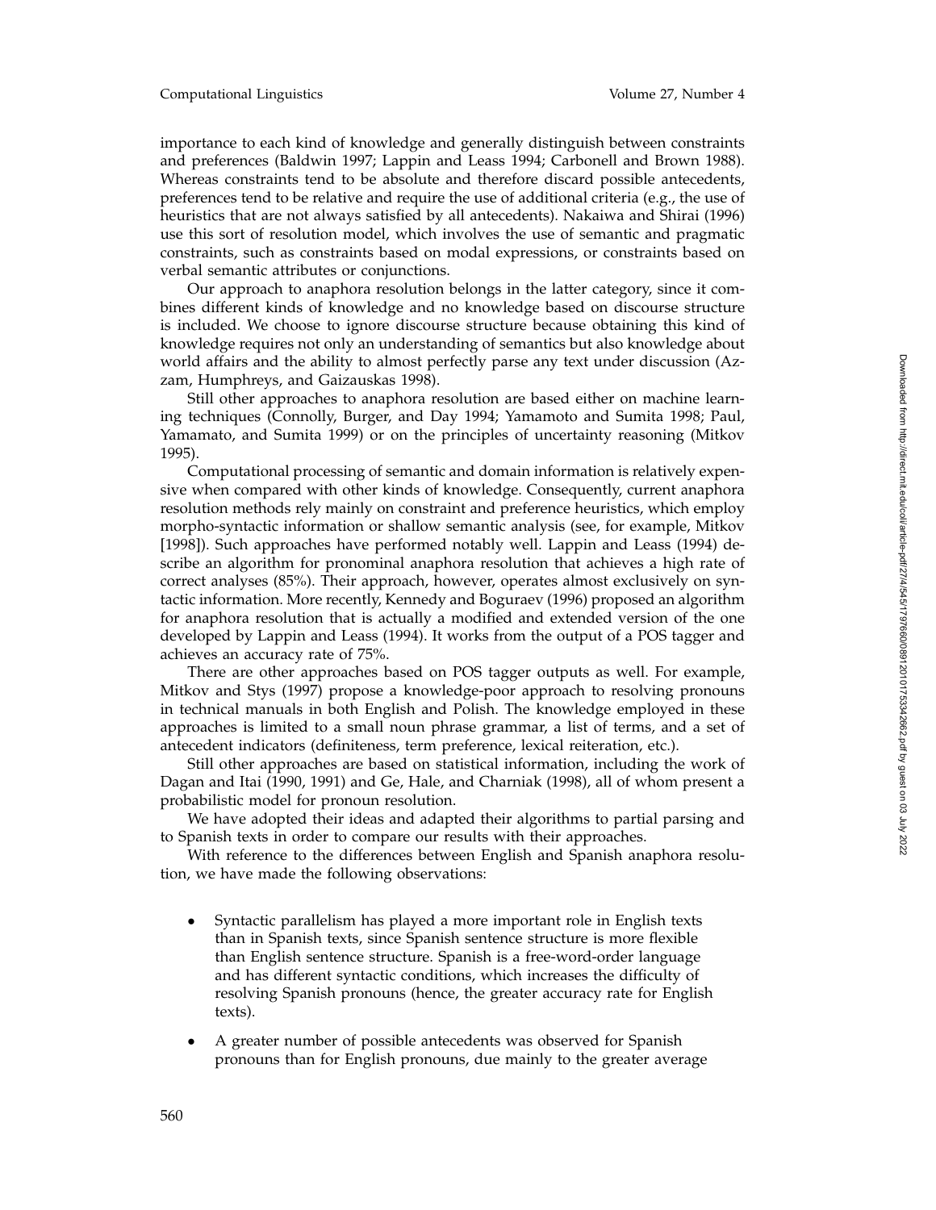importance to each kind of knowledge and generally distinguish between constraints and preferences (Baldwin 1997; Lappin and Leass 1994; Carbonell and Brown 1988). Whereas constraints tend to be absolute and therefore discard possible antecedents, preferences tend to be relative and require the use of additional criteria (e.g., the use of heuristics that are not always satisfied by all antecedents). Nakaiwa and Shirai (1996) use this sort of resolution model, which involves the use of semantic and pragmatic constraints, such as constraints based on modal expressions, or constraints based on verbal semantic attributes or conjunctions.

Our approach to anaphora resolution belongs in the latter category, since it combines different kinds of knowledge and no knowledge based on discourse structure is included. We choose to ignore discourse structure because obtaining this kind of knowledge requires not only an understanding of semantics but also knowledge about world affairs and the ability to almost perfectly parse any text under discussion (Azzam, Humphreys, and Gaizauskas 1998).

Still other approaches to anaphora resolution are based either on machine learning techniques (Connolly, Burger, and Day 1994; Yamamoto and Sumita 1998; Paul, Yamamato, and Sumita 1999) or on the principles of uncertainty reasoning (Mitkov 1995).

Computational processing of semantic and domain information is relatively expensive when compared with other kinds of knowledge. Consequently, current anaphora resolution methods rely mainly on constraint and preference heuristics, which employ morpho-syntactic information or shallow semantic analysis (see, for example, Mitkov [1998]). Such approaches have performed notably well. Lappin and Leass (1994) describe an algorithm for pronominal anaphora resolution that achieves a high rate of correct analyses (85%). Their approach, however, operates almost exclusively on syntactic information. More recently, Kennedy and Boguraev (1996) proposed an algorithm for anaphora resolution that is actually a modified and extended version of the one developed by Lappin and Leass (1994). It works from the output of a POS tagger and achieves an accuracy rate of 75%.

There are other approaches based on POS tagger outputs as well. For example, Mitkov and Stys (1997) propose a knowledge-poor approach to resolving pronouns in technical manuals in both English and Polish. The knowledge employed in these approaches is limited to a small noun phrase grammar, a list of terms, and a set of antecedent indicators (definiteness, term preference, lexical reiteration, etc.).

Still other approaches are based on statistical information, including the work of Dagan and Itai (1990, 1991) and Ge, Hale, and Charniak (1998), all of whom present a probabilistic model for pronoun resolution.

We have adopted their ideas and adapted their algorithms to partial parsing and to Spanish texts in order to compare our results with their approaches.

With reference to the differences between English and Spanish anaphora resolution, we have made the following observations:

- Syntactic parallelism has played a more important role in English texts than in Spanish texts, since Spanish sentence structure is more flexible than English sentence structure. Spanish is a free-word-order language and has different syntactic conditions, which increases the difficulty of resolving Spanish pronouns (hence, the greater accuracy rate for English texts).
- A greater number of possible antecedents was observed for Spanish pronouns than for English pronouns, due mainly to the greater average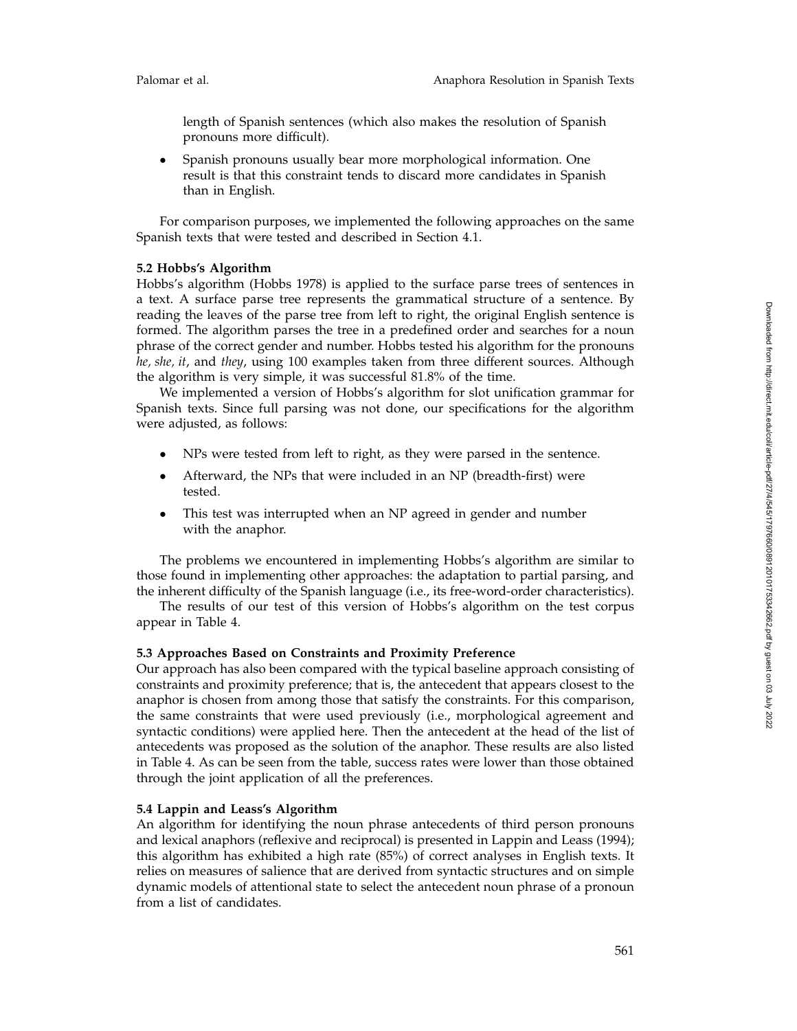length of Spanish sentences (which also makes the resolution of Spanish pronouns more difficult).

- Spanish pronouns usually bear more morphological information. One result is that this constraint tends to discard more candidates in Spanish than in English.

For comparison purposes, we implemented the following approaches on the same Spanish texts that were tested and described in Section 4.1.

### 5.2 Hobbs's Algorithm

Hobbs's algorithm (Hobbs 1978) is applied to the surface parse trees of sentences in a text. A surface parse tree represents the grammatical structure of a sentence. By reading the leaves of the parse tree from left to right, the original English sentence is formed. The algorithm parses the tree in a predefined order and searches for a noun phrase of the correct gender and number. Hobbs tested his algorithm for the pronouns *he, she, it*, and *they*, using 100 examples taken from three different sources. Although the algorithm is very simple, it was successful 81.8% of the time.

We implemented a version of Hobbs's algorithm for slot unification grammar for Spanish texts. Since full parsing was not done, our specifications for the algorithm were adjusted, as follows:

- NPs were tested from left to right, as they were parsed in the sentence.
- Afterward, the NPs that were included in an NP (breadth-first) were tested.
- This test was interrupted when an NP agreed in gender and number with the anaphor.

The problems we encountered in implementing Hobbs's algorithm are similar to those found in implementing other approaches: the adaptation to partial parsing, and the inherent difficulty of the Spanish language (i.e., its free-word-order characteristics).

The results of our test of this version of Hobbs's algorithm on the test corpus appear in Table 4.

### 5.3 Approaches Based on Constraints and Proximity Preference

Our approach has also been compared with the typical baseline approach consisting of constraints and proximity preference; that is, the antecedent that appears closest to the anaphor is chosen from among those that satisfy the constraints. For this comparison, the same constraints that were used previously (i.e., morphological agreement and syntactic conditions) were applied here. Then the antecedent at the head of the list of antecedents was proposed as the solution of the anaphor. These results are also listed in Table 4. As can be seen from the table, success rates were lower than those obtained through the joint application of all the preferences.

### 5.4 Lappin and Leass's Algorithm

An algorithm for identifying the noun phrase antecedents of third person pronouns and lexical anaphors (reflexive and reciprocal) is presented in Lappin and Leass (1994); this algorithm has exhibited a high rate (85%) of correct analyses in English texts. It relies on measures of salience that are derived from syntactic structures and on simple dynamic models of attentional state to select the antecedent noun phrase of a pronoun from a list of candidates.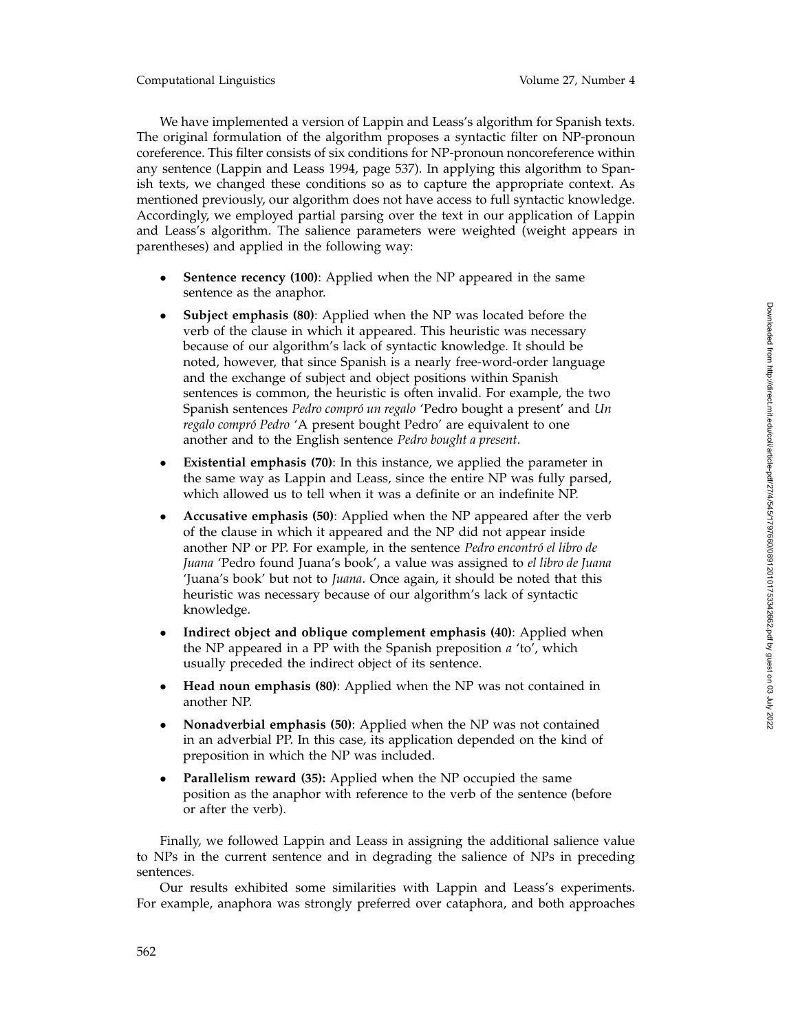We have implemented a version of Lappin and Leass's algorithm for Spanish texts. The original formulation of the algorithm proposes a syntactic filter on NP-pronoun coreference. This filter consists of six conditions for NP-pronoun noncoreference within any sentence (Lappin and Leass 1994, page 537). In applying this algorithm to Spanish texts, we changed these conditions so as to capture the appropriate context. As mentioned previously, our algorithm does not have access to full syntactic knowledge. Accordingly, we employed partial parsing over the text in our application of Lappin and Leass's algorithm. The salience parameters were weighted (weight appears in parentheses) and applied in the following way:

- **Sentence recency (100)**: Applied when the NP appeared in the same sentence as the anaphor.
- **Subject emphasis (80)**: Applied when the NP was located before the verb of the clause in which it appeared. This heuristic was necessary because of our algorithm's lack of syntactic knowledge. It should be noted, however, that since Spanish is a nearly free-word-order language and the exchange of subject and object positions within Spanish sentences is common, the heuristic is often invalid. For example, the two Spanish sentences *Pedro compró un regalo* 'Pedro bought a present' and *Un regalo compró Pedro* 'A present bought Pedro' are equivalent to one another and to the English sentence *Pedro bought a present*.
- **Existential emphasis (70)**: In this instance, we applied the parameter in the same way as Lappin and Leass, since the entire NP was fully parsed, which allowed us to tell when it was a definite or an indefinite NP.
- **Accusative emphasis (50)**: Applied when the NP appeared after the verb of the clause in which it appeared and the NP did not appear inside another NP or PP. For example, in the sentence *Pedro encontró el libro de Juana* 'Pedro found Juana's book', a value was assigned to *el libro de Juana* 'Juana's book' but not to *Juana*. Once again, it should be noted that this heuristic was necessary because of our algorithm's lack of syntactic knowledge.
- **Indirect object and oblique complement emphasis (40)**: Applied when the NP appeared in a PP with the Spanish preposition *a* 'to', which usually preceded the indirect object of its sentence.
- **Head noun emphasis (80)**: Applied when the NP was not contained in another NP.
- **Nonadverbial emphasis (50)**: Applied when the NP was not contained in an adverbial PP. In this case, its application depended on the kind of preposition in which the NP was included.
- **Parallelism reward (35):** Applied when the NP occupied the same position as the anaphor with reference to the verb of the sentence (before or after the verb).

Finally, we followed Lappin and Leass in assigning the additional salience value to NPs in the current sentence and in degrading the salience of NPs in preceding sentences.

Our results exhibited some similarities with Lappin and Leass's experiments. For example, anaphora was strongly preferred over cataphora, and both approaches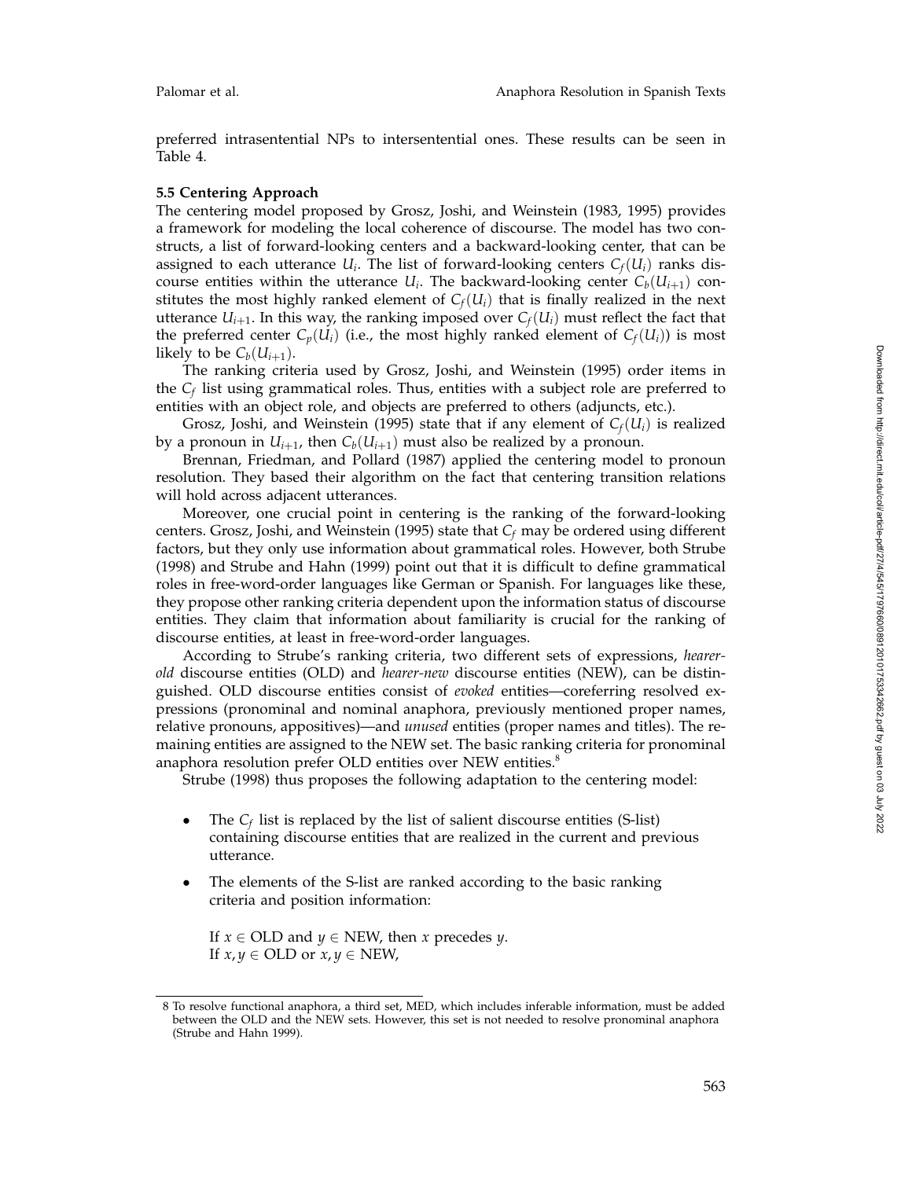preferred intrasentential NPs to intersentential ones. These results can be seen in Table 4.

### 5.5 Centering Approach

The centering model proposed by Grosz, Joshi, and Weinstein (1983, 1995) provides a framework for modeling the local coherence of discourse. The model has two constructs, a list of forward-looking centers and a backward-looking center, that can be assigned to each utterance $U_i$. The list of forward-looking centers $C_f(U_i)$ ranks discourse entities within the utterance $U_i$. The backward-looking center $C_b(U_{i+1})$ constitutes the most highly ranked element of $C_f(U_i)$ that is finally realized in the next utterance $U_{i+1}$. In this way, the ranking imposed over $C_f(U_i)$ must reflect the fact that the preferred center $C_p(U_i)$ (i.e., the most highly ranked element of $C_f(U_i)$) is most likely to be $C_b(U_{i+1})$.

The ranking criteria used by Grosz, Joshi, and Weinstein (1995) order items in the $C_f$ list using grammatical roles. Thus, entities with a subject role are preferred to entities with an object role, and objects are preferred to others (adjuncts, etc.).

Grosz, Joshi, and Weinstein (1995) state that if any element of $C_f(U_i)$ is realized by a pronoun in $U_{i+1}$, then $C_b(U_{i+1})$ must also be realized by a pronoun.

Brennan, Friedman, and Pollard (1987) applied the centering model to pronoun resolution. They based their algorithm on the fact that centering transition relations will hold across adjacent utterances.

Moreover, one crucial point in centering is the ranking of the forward-looking centers. Grosz, Joshi, and Weinstein (1995) state that $C_f$ may be ordered using different factors, but they only use information about grammatical roles. However, both Strube (1998) and Strube and Hahn (1999) point out that it is difficult to define grammatical roles in free-word-order languages like German or Spanish. For languages like these, they propose other ranking criteria dependent upon the information status of discourse entities. They claim that information about familiarity is crucial for the ranking of discourse entities, at least in free-word-order languages.

According to Strube's ranking criteria, two different sets of expressions, *hearer-old* discourse entities (OLD) and *hearer-new* discourse entities (NEW), can be distinguished. OLD discourse entities consist of *evoked* entities—coreferring resolved expressions (pronominal and nominal anaphora, previously mentioned proper names, relative pronouns, appositives)—and *unused* entities (proper names and titles). The remaining entities are assigned to the NEW set. The basic ranking criteria for pronominal anaphora resolution prefer OLD entities over NEW entities.[8]

Strube (1998) thus proposes the following adaptation to the centering model:

- The $C_f$ list is replaced by the list of salient discourse entities (S-list) containing discourse entities that are realized in the current and previous utterance.
- The elements of the S-list are ranked according to the basic ranking criteria and position information:

  If $x \in$ OLD and $y \in$ NEW, then $x$ precedes $y$.
  If $x, y \in$ OLD or $x, y \in$ NEW,

8 To resolve functional anaphora, a third set, MED, which includes inferable information, must be added between the OLD and the NEW sets. However, this set is not needed to resolve pronominal anaphora (Strube and Hahn 1999).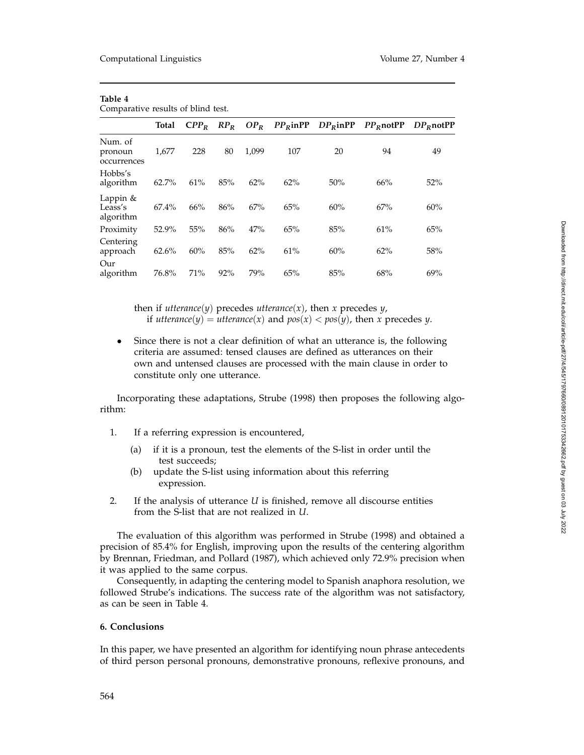**Table 4**
Comparative results of blind test.

| | **Total** | $CPP_R$ | $RP_R$ | $OP_R$ | $PP_R$**inPP** | $DP_R$**inPP** | $PP_R$**notPP** | $DP_R$**notPP** |
|---|---|---|---|---|---|---|---|---|
| Num. of pronoun occurrences | 1,677 | 228 | 80 | 1,099 | 107 | 20 | 94 | 49 |
| Hobbs's algorithm | 62.7% | 61% | 85% | 62% | 62% | 50% | 66% | 52% |
| Lappin & Leass's algorithm | 67.4% | 66% | 86% | 67% | 65% | 60% | 67% | 60% |
| Proximity | 52.9% | 55% | 86% | 47% | 65% | 85% | 61% | 65% |
| Centering approach | 62.6% | 60% | 85% | 62% | 61% | 60% | 62% | 58% |
| Our algorithm | 76.8% | 71% | 92% | 79% | 65% | 85% | 68% | 69% |

then if $utterance(y)$ precedes $utterance(x)$, then $x$ precedes $y$,
if $utterance(y) = utterance(x)$ and $pos(x) < pos(y)$, then $x$ precedes $y$.

- Since there is not a clear definition of what an utterance is, the following criteria are assumed: tensed clauses are defined as utterances on their own and untensed clauses are processed with the main clause in order to constitute only one utterance.

Incorporating these adaptations, Strube (1998) then proposes the following algorithm:

1. If a referring expression is encountered,
   (a) if it is a pronoun, test the elements of the S-list in order until the test succeeds;
   (b) update the S-list using information about this referring expression.
2. If the analysis of utterance $U$ is finished, remove all discourse entities from the S-list that are not realized in $U$.

The evaluation of this algorithm was performed in Strube (1998) and obtained a precision of 85.4% for English, improving upon the results of the centering algorithm by Brennan, Friedman, and Pollard (1987), which achieved only 72.9% precision when it was applied to the same corpus.

Consequently, in adapting the centering model to Spanish anaphora resolution, we followed Strube's indications. The success rate of the algorithm was not satisfactory, as can be seen in Table 4.

## 6. Conclusions

In this paper, we have presented an algorithm for identifying noun phrase antecedents of third person personal pronouns, demonstrative pronouns, reflexive pronouns, and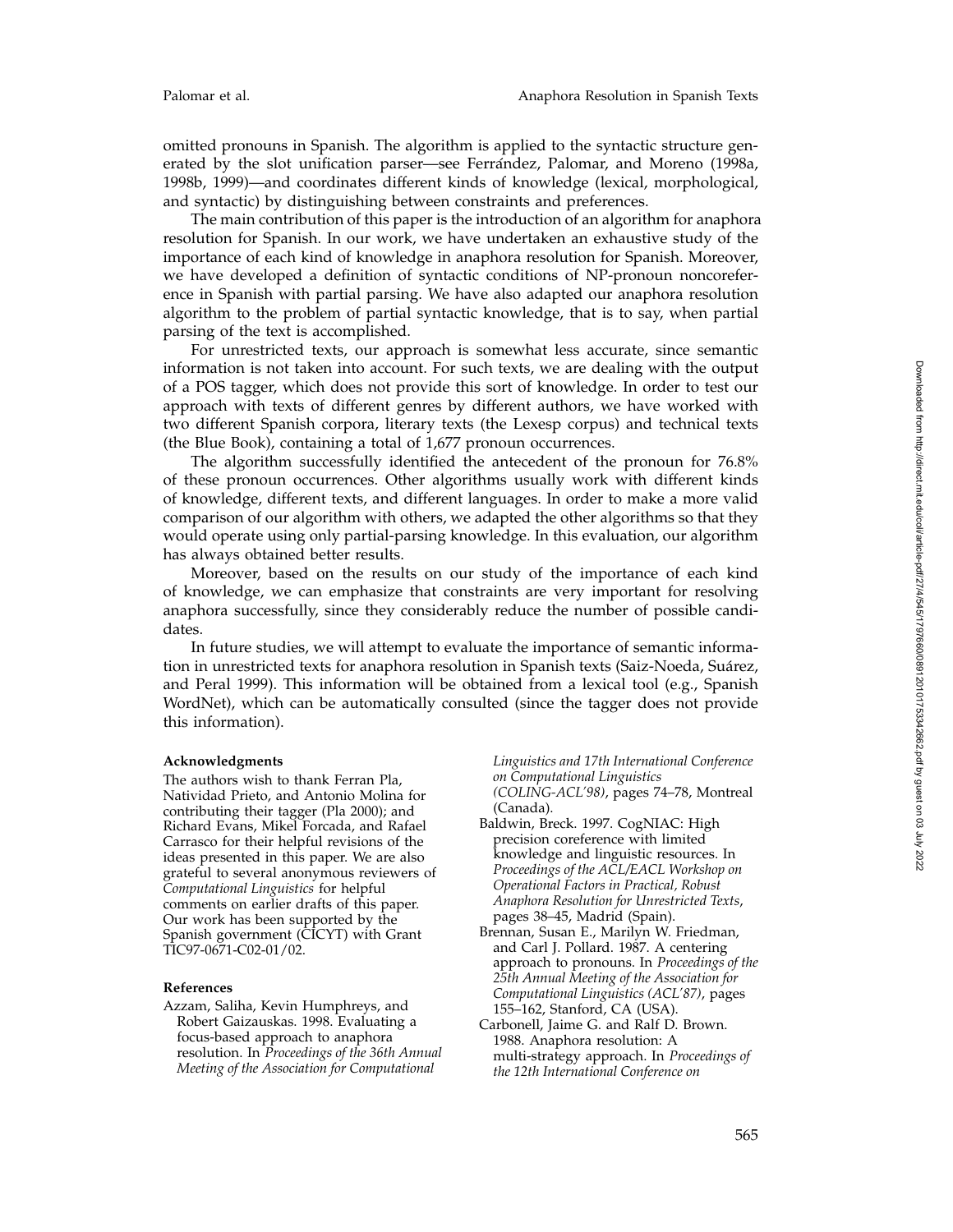omitted pronouns in Spanish. The algorithm is applied to the syntactic structure generated by the slot unification parser—see Ferrández, Palomar, and Moreno (1998a, 1998b, 1999)—and coordinates different kinds of knowledge (lexical, morphological, and syntactic) by distinguishing between constraints and preferences.

The main contribution of this paper is the introduction of an algorithm for anaphora resolution for Spanish. In our work, we have undertaken an exhaustive study of the importance of each kind of knowledge in anaphora resolution for Spanish. Moreover, we have developed a definition of syntactic conditions of NP-pronoun noncoreference in Spanish with partial parsing. We have also adapted our anaphora resolution algorithm to the problem of partial syntactic knowledge, that is to say, when partial parsing of the text is accomplished.

For unrestricted texts, our approach is somewhat less accurate, since semantic information is not taken into account. For such texts, we are dealing with the output of a POS tagger, which does not provide this sort of knowledge. In order to test our approach with texts of different genres by different authors, we have worked with two different Spanish corpora, literary texts (the Lexesp corpus) and technical texts (the Blue Book), containing a total of 1,677 pronoun occurrences.

The algorithm successfully identified the antecedent of the pronoun for 76.8% of these pronoun occurrences. Other algorithms usually work with different kinds of knowledge, different texts, and different languages. In order to make a more valid comparison of our algorithm with others, we adapted the other algorithms so that they would operate using only partial-parsing knowledge. In this evaluation, our algorithm has always obtained better results.

Moreover, based on the results on our study of the importance of each kind of knowledge, we can emphasize that constraints are very important for resolving anaphora successfully, since they considerably reduce the number of possible candidates.

In future studies, we will attempt to evaluate the importance of semantic information in unrestricted texts for anaphora resolution in Spanish texts (Saiz-Noeda, Suárez, and Peral 1999). This information will be obtained from a lexical tool (e.g., Spanish WordNet), which can be automatically consulted (since the tagger does not provide this information).

### Acknowledgments

The authors wish to thank Ferran Pla, Natividad Prieto, and Antonio Molina for contributing their tagger (Pla 2000); and Richard Evans, Mikel Forcada, and Rafael Carrasco for their helpful revisions of the ideas presented in this paper. We are also grateful to several anonymous reviewers of *Computational Linguistics* for helpful comments on earlier drafts of this paper. Our work has been supported by the Spanish government (CICYT) with Grant TIC97-0671-C02-01/02.

### References

Azzam, Saliha, Kevin Humphreys, and Robert Gaizauskas. 1998. Evaluating a focus-based approach to anaphora resolution. In *Proceedings of the 36th Annual Meeting of the Association for Computational Linguistics and 17th International Conference on Computational Linguistics (COLING-ACL'98)*, pages 74–78, Montreal (Canada).

Baldwin, Breck. 1997. CogNIAC: High precision coreference with limited knowledge and linguistic resources. In *Proceedings of the ACL/EACL Workshop on Operational Factors in Practical, Robust Anaphora Resolution for Unrestricted Texts*, pages 38–45, Madrid (Spain).

Brennan, Susan E., Marilyn W. Friedman, and Carl J. Pollard. 1987. A centering approach to pronouns. In *Proceedings of the 25th Annual Meeting of the Association for Computational Linguistics (ACL'87)*, pages 155–162, Stanford, CA (USA).

Carbonell, Jaime G. and Ralf D. Brown. 1988. Anaphora resolution: A multi-strategy approach. In *Proceedings of the 12th International Conference on*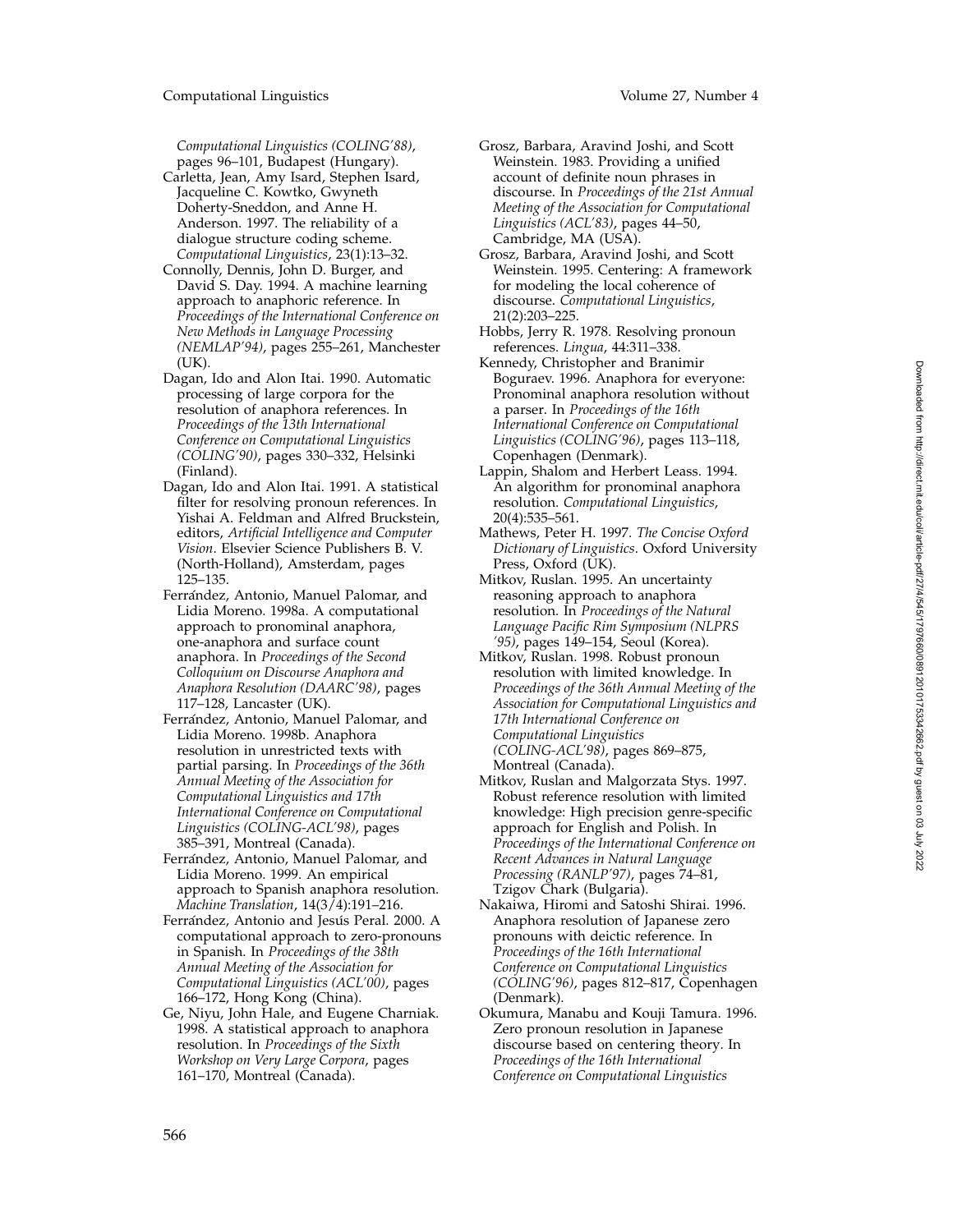*Computational Linguistics (COLING'88)*, pages 96–101, Budapest (Hungary).

Carletta, Jean, Amy Isard, Stephen Isard, Jacqueline C. Kowtko, Gwyneth Doherty-Sneddon, and Anne H. Anderson. 1997. The reliability of a dialogue structure coding scheme. *Computational Linguistics*, 23(1):13–32.

Connolly, Dennis, John D. Burger, and David S. Day. 1994. A machine learning approach to anaphoric reference. In *Proceedings of the International Conference on New Methods in Language Processing (NEMLAP'94)*, pages 255–261, Manchester (UK).

Dagan, Ido and Alon Itai. 1990. Automatic processing of large corpora for the resolution of anaphora references. In *Proceedings of the 13th International Conference on Computational Linguistics (COLING'90)*, pages 330–332, Helsinki (Finland).

Dagan, Ido and Alon Itai. 1991. A statistical filter for resolving pronoun references. In Yishai A. Feldman and Alfred Bruckstein, editors, *Artificial Intelligence and Computer Vision*. Elsevier Science Publishers B. V. (North-Holland), Amsterdam, pages 125–135.

Ferrández, Antonio, Manuel Palomar, and Lidia Moreno. 1998a. A computational approach to pronominal anaphora, one-anaphora and surface count anaphora. In *Proceedings of the Second Colloquium on Discourse Anaphora and Anaphora Resolution (DAARC'98)*, pages 117–128, Lancaster (UK).

Ferrández, Antonio, Manuel Palomar, and Lidia Moreno. 1998b. Anaphora resolution in unrestricted texts with partial parsing. In *Proceedings of the 36th Annual Meeting of the Association for Computational Linguistics and 17th International Conference on Computational Linguistics (COLING-ACL'98)*, pages 385–391, Montreal (Canada).

Ferrández, Antonio, Manuel Palomar, and Lidia Moreno. 1999. An empirical approach to Spanish anaphora resolution. *Machine Translation*, 14(3/4):191–216.

Ferrández, Antonio and Jesús Peral. 2000. A computational approach to zero-pronouns in Spanish. In *Proceedings of the 38th Annual Meeting of the Association for Computational Linguistics (ACL'00)*, pages 166–172, Hong Kong (China).

Ge, Niyu, John Hale, and Eugene Charniak. 1998. A statistical approach to anaphora resolution. In *Proceedings of the Sixth Workshop on Very Large Corpora*, pages 161–170, Montreal (Canada).

Grosz, Barbara, Aravind Joshi, and Scott Weinstein. 1983. Providing a unified account of definite noun phrases in discourse. In *Proceedings of the 21st Annual Meeting of the Association for Computational Linguistics (ACL'83)*, pages 44–50, Cambridge, MA (USA).

Grosz, Barbara, Aravind Joshi, and Scott Weinstein. 1995. Centering: A framework for modeling the local coherence of discourse. *Computational Linguistics*, 21(2):203–225.

Hobbs, Jerry R. 1978. Resolving pronoun references. *Lingua*, 44:311–338.

Kennedy, Christopher and Branimir Boguraev. 1996. Anaphora for everyone: Pronominal anaphora resolution without a parser. In *Proceedings of the 16th International Conference on Computational Linguistics (COLING'96)*, pages 113–118, Copenhagen (Denmark).

Lappin, Shalom and Herbert Leass. 1994. An algorithm for pronominal anaphora resolution. *Computational Linguistics*, 20(4):535–561.

Mathews, Peter H. 1997. *The Concise Oxford Dictionary of Linguistics*. Oxford University Press, Oxford (UK).

Mitkov, Ruslan. 1995. An uncertainty reasoning approach to anaphora resolution. In *Proceedings of the Natural Language Pacific Rim Symposium (NLPRS '95)*, pages 149–154, Seoul (Korea).

Mitkov, Ruslan. 1998. Robust pronoun resolution with limited knowledge. In *Proceedings of the 36th Annual Meeting of the Association for Computational Linguistics and 17th International Conference on Computational Linguistics (COLING-ACL'98)*, pages 869–875, Montreal (Canada).

Mitkov, Ruslan and Malgorzata Stys. 1997. Robust reference resolution with limited knowledge: High precision genre-specific approach for English and Polish. In *Proceedings of the International Conference on Recent Advances in Natural Language Processing (RANLP'97)*, pages 74–81, Tzigov Chark (Bulgaria).

Nakaiwa, Hiromi and Satoshi Shirai. 1996. Anaphora resolution of Japanese zero pronouns with deictic reference. In *Proceedings of the 16th International Conference on Computational Linguistics (COLING'96)*, pages 812–817, Copenhagen (Denmark).

Okumura, Manabu and Kouji Tamura. 1996. Zero pronoun resolution in Japanese discourse based on centering theory. In *Proceedings of the 16th International Conference on Computational Linguistics*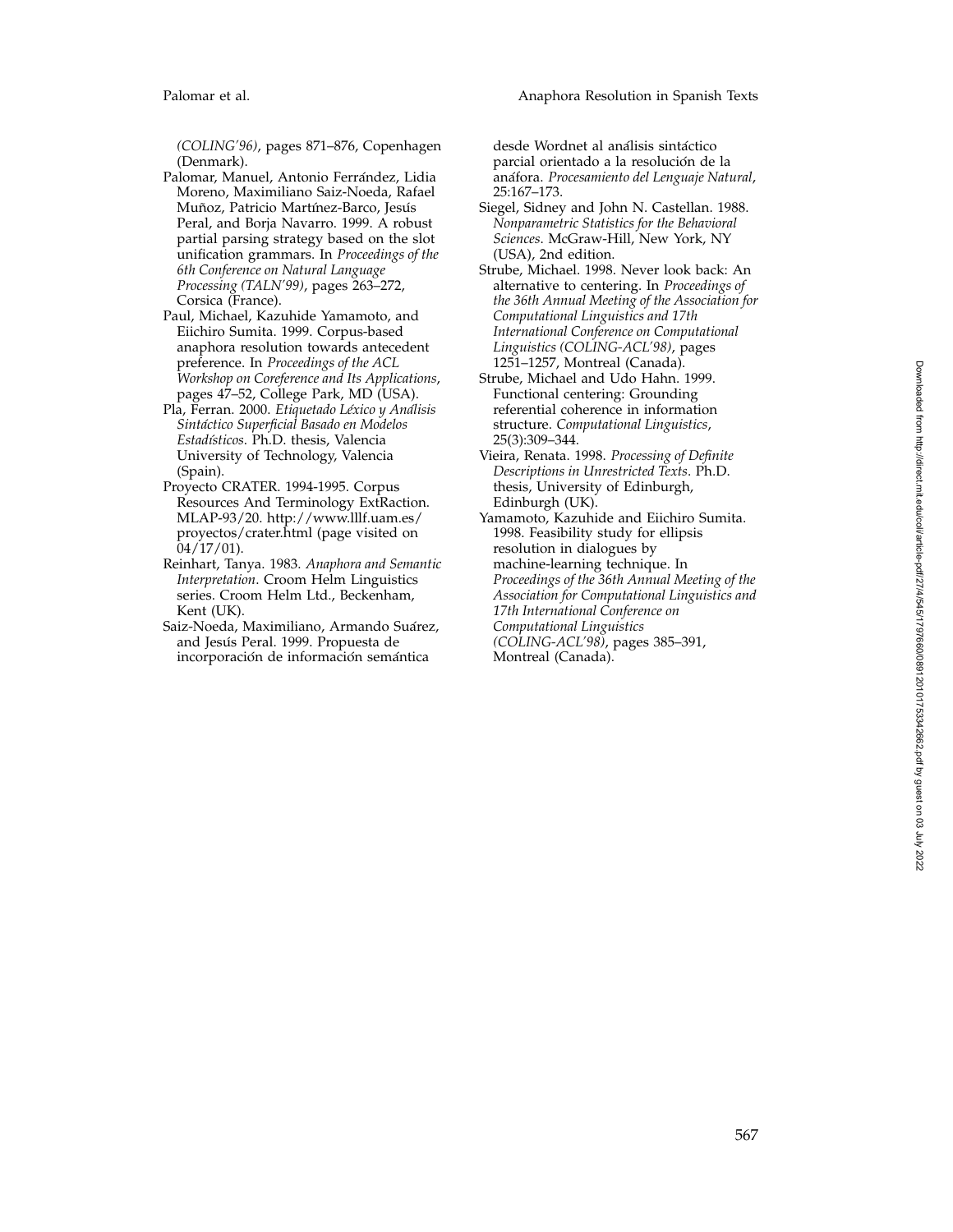*(COLING'96)*, pages 871–876, Copenhagen (Denmark).

Palomar, Manuel, Antonio Ferrández, Lidia Moreno, Maximiliano Saiz-Noeda, Rafael Muñoz, Patricio Martínez-Barco, Jesús Peral, and Borja Navarro. 1999. A robust partial parsing strategy based on the slot unification grammars. In *Proceedings of the 6th Conference on Natural Language Processing (TALN'99)*, pages 263–272, Corsica (France).

Paul, Michael, Kazuhide Yamamoto, and Eiichiro Sumita. 1999. Corpus-based anaphora resolution towards antecedent preference. In *Proceedings of the ACL Workshop on Coreference and Its Applications*, pages 47–52, College Park, MD (USA).

Pla, Ferran. 2000. *Etiquetado Léxico y Análisis Sintáctico Superficial Basado en Modelos Estadísticos*. Ph.D. thesis, Valencia University of Technology, Valencia (Spain).

Proyecto CRATER. 1994-1995. Corpus Resources And Terminology ExtRaction. MLAP-93/20. http://www.lllf.uam.es/proyectos/crater.html (page visited on 04/17/01).

Reinhart, Tanya. 1983. *Anaphora and Semantic Interpretation*. Croom Helm Linguistics series. Croom Helm Ltd., Beckenham, Kent (UK).

Saiz-Noeda, Maximiliano, Armando Suárez, and Jesús Peral. 1999. Propuesta de incorporación de información semántica desde Wordnet al análisis sintáctico parcial orientado a la resolución de la anáfora. *Procesamiento del Lenguaje Natural*, 25:167–173.

Siegel, Sidney and John N. Castellan. 1988. *Nonparametric Statistics for the Behavioral Sciences*. McGraw-Hill, New York, NY (USA), 2nd edition.

Strube, Michael. 1998. Never look back: An alternative to centering. In *Proceedings of the 36th Annual Meeting of the Association for Computational Linguistics and 17th International Conference on Computational Linguistics (COLING-ACL'98)*, pages 1251–1257, Montreal (Canada).

Strube, Michael and Udo Hahn. 1999. Functional centering: Grounding referential coherence in information structure. *Computational Linguistics*, 25(3):309–344.

Vieira, Renata. 1998. *Processing of Definite Descriptions in Unrestricted Texts*. Ph.D. thesis, University of Edinburgh, Edinburgh (UK).

Yamamoto, Kazuhide and Eiichiro Sumita. 1998. Feasibility study for ellipsis resolution in dialogues by machine-learning technique. In *Proceedings of the 36th Annual Meeting of the Association for Computational Linguistics and 17th International Conference on Computational Linguistics (COLING-ACL'98)*, pages 385–391, Montreal (Canada).